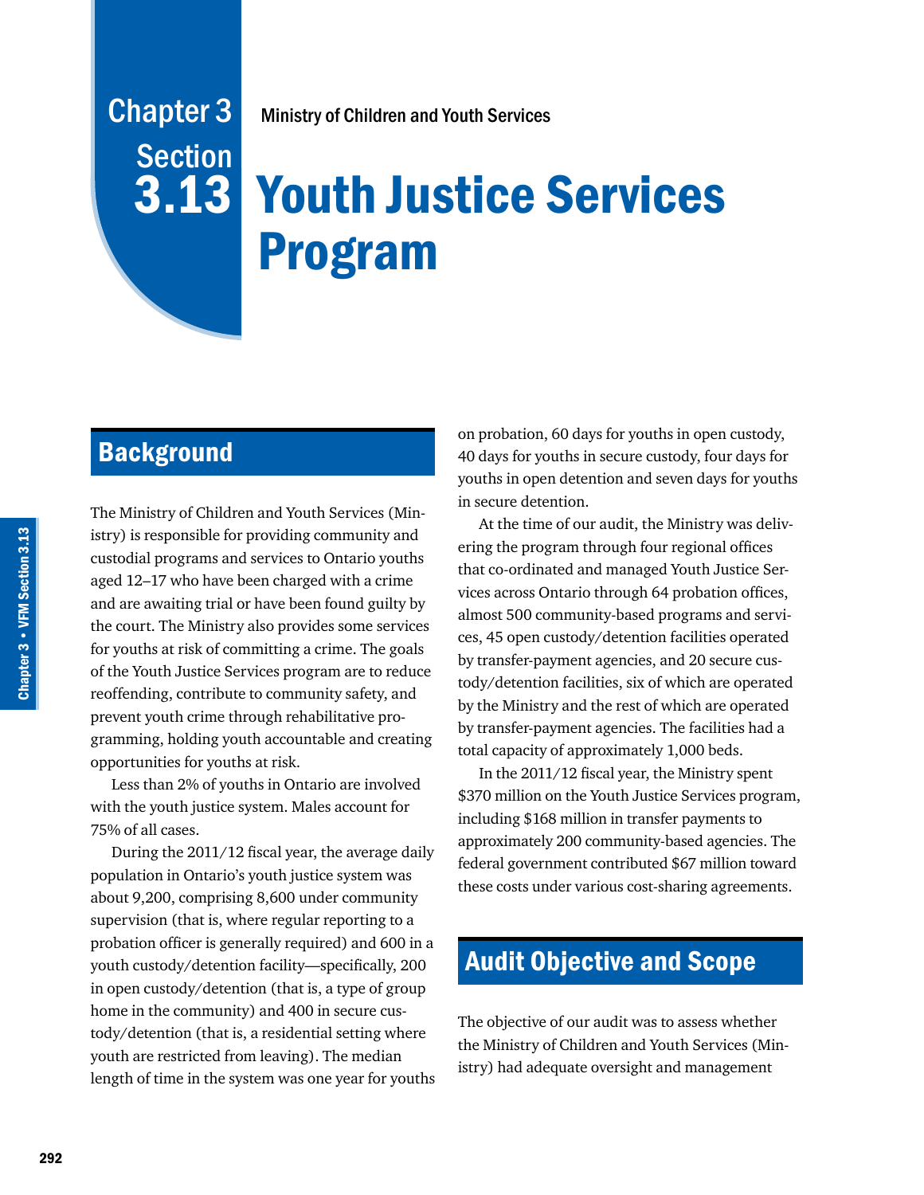# Chapter 3 Section 3.13

Ministry of Children and Youth Services

# Youth Justice Services Program

## Background

The Ministry of Children and Youth Services (Ministry) is responsible for providing community and custodial programs and services to Ontario youths aged 12–17 who have been charged with a crime and are awaiting trial or have been found guilty by the court. The Ministry also provides some services for youths at risk of committing a crime. The goals of the Youth Justice Services program are to reduce reoffending, contribute to community safety, and prevent youth crime through rehabilitative programming, holding youth accountable and creating opportunities for youths at risk.

Less than 2% of youths in Ontario are involved with the youth justice system. Males account for 75% of all cases.

During the 2011/12 fiscal year, the average daily population in Ontario's youth justice system was about 9,200, comprising 8,600 under community supervision (that is, where regular reporting to a probation officer is generally required) and 600 in a youth custody/detention facility—specifically, 200 in open custody/detention (that is, a type of group home in the community) and 400 in secure custody/detention (that is, a residential setting where youth are restricted from leaving). The median length of time in the system was one year for youths on probation, 60 days for youths in open custody, 40 days for youths in secure custody, four days for youths in open detention and seven days for youths in secure detention.

At the time of our audit, the Ministry was delivering the program through four regional offices that co-ordinated and managed Youth Justice Services across Ontario through 64 probation offices, almost 500 community-based programs and services, 45 open custody/detention facilities operated by transfer-payment agencies, and 20 secure custody/detention facilities, six of which are operated by the Ministry and the rest of which are operated by transfer-payment agencies. The facilities had a total capacity of approximately 1,000 beds.

In the 2011/12 fiscal year, the Ministry spent $370 million on the Youth Justice Services program, including $168 million in transfer payments to approximately 200 community-based agencies. The federal government contributed $67 million toward these costs under various cost-sharing agreements.

## Audit Objective and Scope

The objective of our audit was to assess whether the Ministry of Children and Youth Services (Ministry) had adequate oversight and management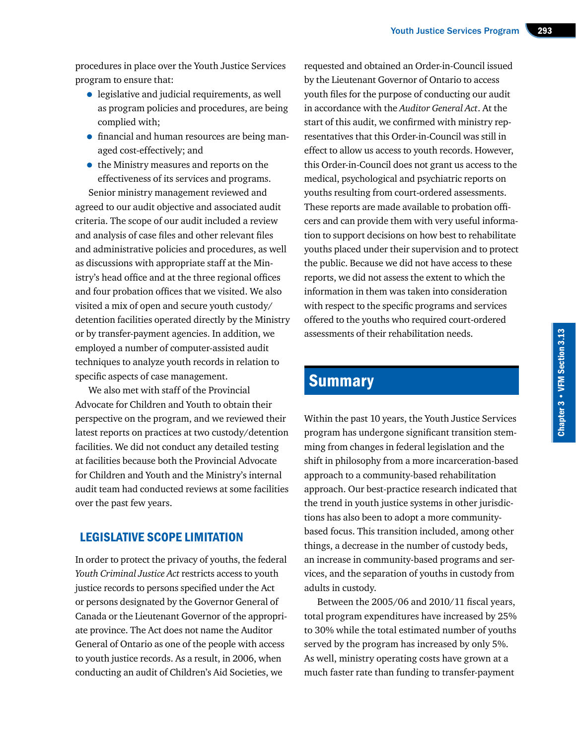procedures in place over the Youth Justice Services program to ensure that:

- legislative and judicial requirements, as well as program policies and procedures, are being complied with;
- financial and human resources are being managed cost-effectively; and
- the Ministry measures and reports on the effectiveness of its services and programs.

Senior ministry management reviewed and agreed to our audit objective and associated audit criteria. The scope of our audit included a review and analysis of case files and other relevant files and administrative policies and procedures, as well as discussions with appropriate staff at the Ministry's head office and at the three regional offices and four probation offices that we visited. We also visited a mix of open and secure youth custody/detention facilities operated directly by the Ministry or by transfer-payment agencies. In addition, we employed a number of computer-assisted audit techniques to analyze youth records in relation to specific aspects of case management.

We also met with staff of the Provincial Advocate for Children and Youth to obtain their perspective on the program, and we reviewed their latest reports on practices at two custody/detention facilities. We did not conduct any detailed testing at facilities because both the Provincial Advocate for Children and Youth and the Ministry's internal audit team had conducted reviews at some facilities over the past few years.

### LEGISLATIVE SCOPE LIMITATION

In order to protect the privacy of youths, the federal *Youth Criminal Justice Act* restricts access to youth justice records to persons specified under the Act or persons designated by the Governor General of Canada or the Lieutenant Governor of the appropriate province. The Act does not name the Auditor General of Ontario as one of the people with access to youth justice records. As a result, in 2006, when conducting an audit of Children's Aid Societies, we requested and obtained an Order-in-Council issued by the Lieutenant Governor of Ontario to access youth files for the purpose of conducting our audit in accordance with the *Auditor General Act*. At the start of this audit, we confirmed with ministry representatives that this Order-in-Council was still in effect to allow us access to youth records. However, this Order-in-Council does not grant us access to the medical, psychological and psychiatric reports on youths resulting from court-ordered assessments. These reports are made available to probation officers and can provide them with very useful information to support decisions on how best to rehabilitate youths placed under their supervision and to protect the public. Because we did not have access to these reports, we did not assess the extent to which the information in them was taken into consideration with respect to the specific programs and services offered to the youths who required court-ordered assessments of their rehabilitation needs.

## Summary

Within the past 10 years, the Youth Justice Services program has undergone significant transition stemming from changes in federal legislation and the shift in philosophy from a more incarceration-based approach to a community-based rehabilitation approach. Our best-practice research indicated that the trend in youth justice systems in other jurisdictions has also been to adopt a more community-based focus. This transition included, among other things, a decrease in the number of custody beds, an increase in community-based programs and services, and the separation of youths in custody from adults in custody.

Between the 2005/06 and 2010/11 fiscal years, total program expenditures have increased by 25% to 30% while the total estimated number of youths served by the program has increased by only 5%. As well, ministry operating costs have grown at a much faster rate than funding to transfer-payment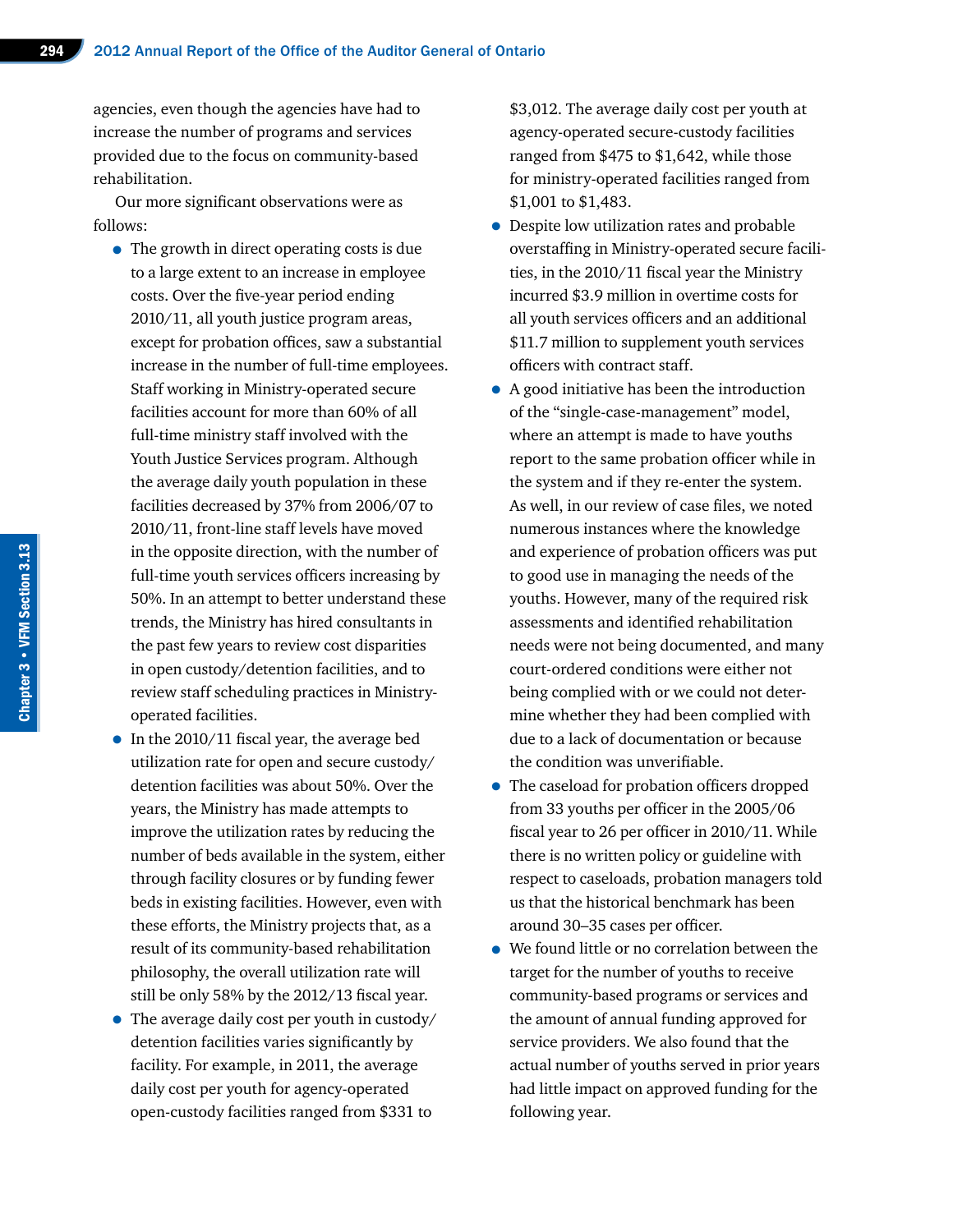agencies, even though the agencies have had to increase the number of programs and services provided due to the focus on community-based rehabilitation.

Our more significant observations were as follows:

- The growth in direct operating costs is due to a large extent to an increase in employee costs. Over the five-year period ending 2010/11, all youth justice program areas, except for probation offices, saw a substantial increase in the number of full-time employees. Staff working in Ministry-operated secure facilities account for more than 60% of all full-time ministry staff involved with the Youth Justice Services program. Although the average daily youth population in these facilities decreased by 37% from 2006/07 to 2010/11, front-line staff levels have moved in the opposite direction, with the number of full-time youth services officers increasing by 50%. In an attempt to better understand these trends, the Ministry has hired consultants in the past few years to review cost disparities in open custody/detention facilities, and to review staff scheduling practices in Ministry-operated facilities.
- In the 2010/11 fiscal year, the average bed utilization rate for open and secure custody/detention facilities was about 50%. Over the years, the Ministry has made attempts to improve the utilization rates by reducing the number of beds available in the system, either through facility closures or by funding fewer beds in existing facilities. However, even with these efforts, the Ministry projects that, as a result of its community-based rehabilitation philosophy, the overall utilization rate will still be only 58% by the 2012/13 fiscal year.
- The average daily cost per youth in custody/detention facilities varies significantly by facility. For example, in 2011, the average daily cost per youth for agency-operated open-custody facilities ranged from $331 to $3,012. The average daily cost per youth at agency-operated secure-custody facilities ranged from $475 to $1,642, while those for ministry-operated facilities ranged from $1,001 to $1,483.
- Despite low utilization rates and probable overstaffing in Ministry-operated secure facilities, in the 2010/11 fiscal year the Ministry incurred $3.9 million in overtime costs for all youth services officers and an additional $11.7 million to supplement youth services officers with contract staff.
- A good initiative has been the introduction of the "single-case-management" model, where an attempt is made to have youths report to the same probation officer while in the system and if they re-enter the system. As well, in our review of case files, we noted numerous instances where the knowledge and experience of probation officers was put to good use in managing the needs of the youths. However, many of the required risk assessments and identified rehabilitation needs were not being documented, and many court-ordered conditions were either not being complied with or we could not determine whether they had been complied with due to a lack of documentation or because the condition was unverifiable.
- The caseload for probation officers dropped from 33 youths per officer in the 2005/06 fiscal year to 26 per officer in 2010/11. While there is no written policy or guideline with respect to caseloads, probation managers told us that the historical benchmark has been around 30–35 cases per officer.
- We found little or no correlation between the target for the number of youths to receive community-based programs or services and the amount of annual funding approved for service providers. We also found that the actual number of youths served in prior years had little impact on approved funding for the following year.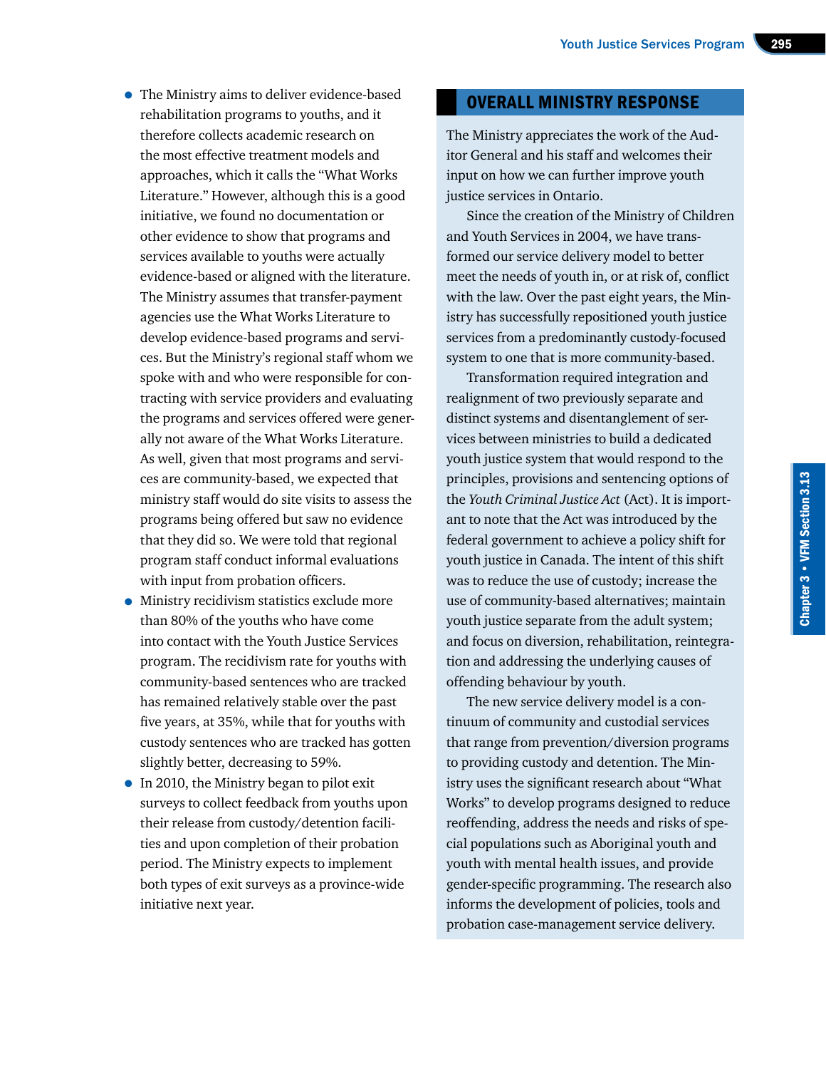- The Ministry aims to deliver evidence-based rehabilitation programs to youths, and it therefore collects academic research on the most effective treatment models and approaches, which it calls the "What Works Literature." However, although this is a good initiative, we found no documentation or other evidence to show that programs and services available to youths were actually evidence-based or aligned with the literature. The Ministry assumes that transfer-payment agencies use the What Works Literature to develop evidence-based programs and services. But the Ministry's regional staff whom we spoke with and who were responsible for contracting with service providers and evaluating the programs and services offered were generally not aware of the What Works Literature. As well, given that most programs and services are community-based, we expected that ministry staff would do site visits to assess the programs being offered but saw no evidence that they did so. We were told that regional program staff conduct informal evaluations with input from probation officers.
- Ministry recidivism statistics exclude more than 80% of the youths who have come into contact with the Youth Justice Services program. The recidivism rate for youths with community-based sentences who are tracked has remained relatively stable over the past five years, at 35%, while that for youths with custody sentences who are tracked has gotten slightly better, decreasing to 59%.
- In 2010, the Ministry began to pilot exit surveys to collect feedback from youths upon their release from custody/detention facilities and upon completion of their probation period. The Ministry expects to implement both types of exit surveys as a province-wide initiative next year.

## OVERALL MINISTRY RESPONSE

The Ministry appreciates the work of the Auditor General and his staff and welcomes their input on how we can further improve youth justice services in Ontario.

Since the creation of the Ministry of Children and Youth Services in 2004, we have transformed our service delivery model to better meet the needs of youth in, or at risk of, conflict with the law. Over the past eight years, the Ministry has successfully repositioned youth justice services from a predominantly custody-focused system to one that is more community-based.

Transformation required integration and realignment of two previously separate and distinct systems and disentanglement of services between ministries to build a dedicated youth justice system that would respond to the principles, provisions and sentencing options of the *Youth Criminal Justice Act* (Act). It is important to note that the Act was introduced by the federal government to achieve a policy shift for youth justice in Canada. The intent of this shift was to reduce the use of custody; increase the use of community-based alternatives; maintain youth justice separate from the adult system; and focus on diversion, rehabilitation, reintegration and addressing the underlying causes of offending behaviour by youth.

The new service delivery model is a continuum of community and custodial services that range from prevention/diversion programs to providing custody and detention. The Ministry uses the significant research about "What Works" to develop programs designed to reduce reoffending, address the needs and risks of special populations such as Aboriginal youth and youth with mental health issues, and provide gender-specific programming. The research also informs the development of policies, tools and probation case-management service delivery.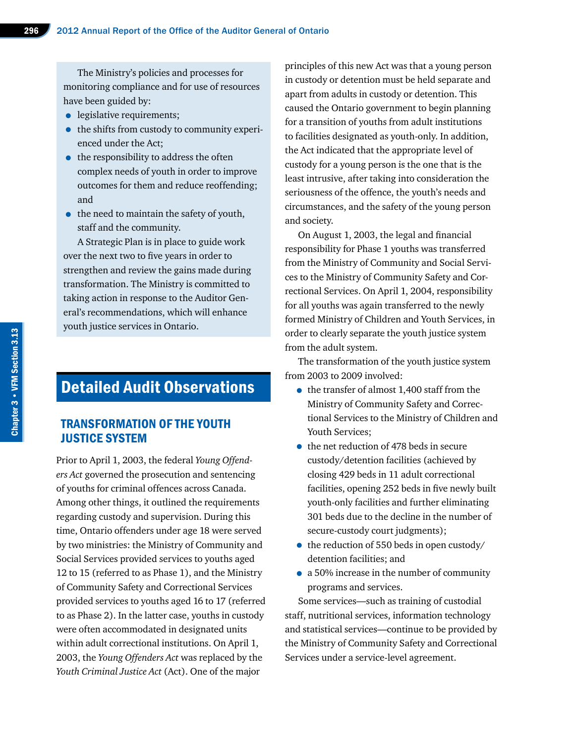The Ministry's policies and processes for monitoring compliance and for use of resources have been guided by:

- legislative requirements;
- the shifts from custody to community experienced under the Act;
- the responsibility to address the often complex needs of youth in order to improve outcomes for them and reduce reoffending; and
- the need to maintain the safety of youth, staff and the community.

A Strategic Plan is in place to guide work over the next two to five years in order to strengthen and review the gains made during transformation. The Ministry is committed to taking action in response to the Auditor General's recommendations, which will enhance youth justice services in Ontario.

# Detailed Audit Observations

## TRANSFORMATION OF THE YOUTH JUSTICE SYSTEM

Prior to April 1, 2003, the federal *Young Offenders Act* governed the prosecution and sentencing of youths for criminal offences across Canada. Among other things, it outlined the requirements regarding custody and supervision. During this time, Ontario offenders under age 18 were served by two ministries: the Ministry of Community and Social Services provided services to youths aged 12 to 15 (referred to as Phase 1), and the Ministry of Community Safety and Correctional Services provided services to youths aged 16 to 17 (referred to as Phase 2). In the latter case, youths in custody were often accommodated in designated units within adult correctional institutions. On April 1, 2003, the *Young Offenders Act* was replaced by the *Youth Criminal Justice Act* (Act). One of the major principles of this new Act was that a young person in custody or detention must be held separate and apart from adults in custody or detention. This caused the Ontario government to begin planning for a transition of youths from adult institutions to facilities designated as youth-only. In addition, the Act indicated that the appropriate level of custody for a young person is the one that is the least intrusive, after taking into consideration the seriousness of the offence, the youth's needs and circumstances, and the safety of the young person and society.

On August 1, 2003, the legal and financial responsibility for Phase 1 youths was transferred from the Ministry of Community and Social Services to the Ministry of Community Safety and Correctional Services. On April 1, 2004, responsibility for all youths was again transferred to the newly formed Ministry of Children and Youth Services, in order to clearly separate the youth justice system from the adult system.

The transformation of the youth justice system from 2003 to 2009 involved:

- the transfer of almost 1,400 staff from the Ministry of Community Safety and Correctional Services to the Ministry of Children and Youth Services;
- the net reduction of 478 beds in secure custody/detention facilities (achieved by closing 429 beds in 11 adult correctional facilities, opening 252 beds in five newly built youth-only facilities and further eliminating 301 beds due to the decline in the number of secure-custody court judgments);
- the reduction of 550 beds in open custody/detention facilities; and
- a 50% increase in the number of community programs and services.

Some services—such as training of custodial staff, nutritional services, information technology and statistical services—continue to be provided by the Ministry of Community Safety and Correctional Services under a service-level agreement.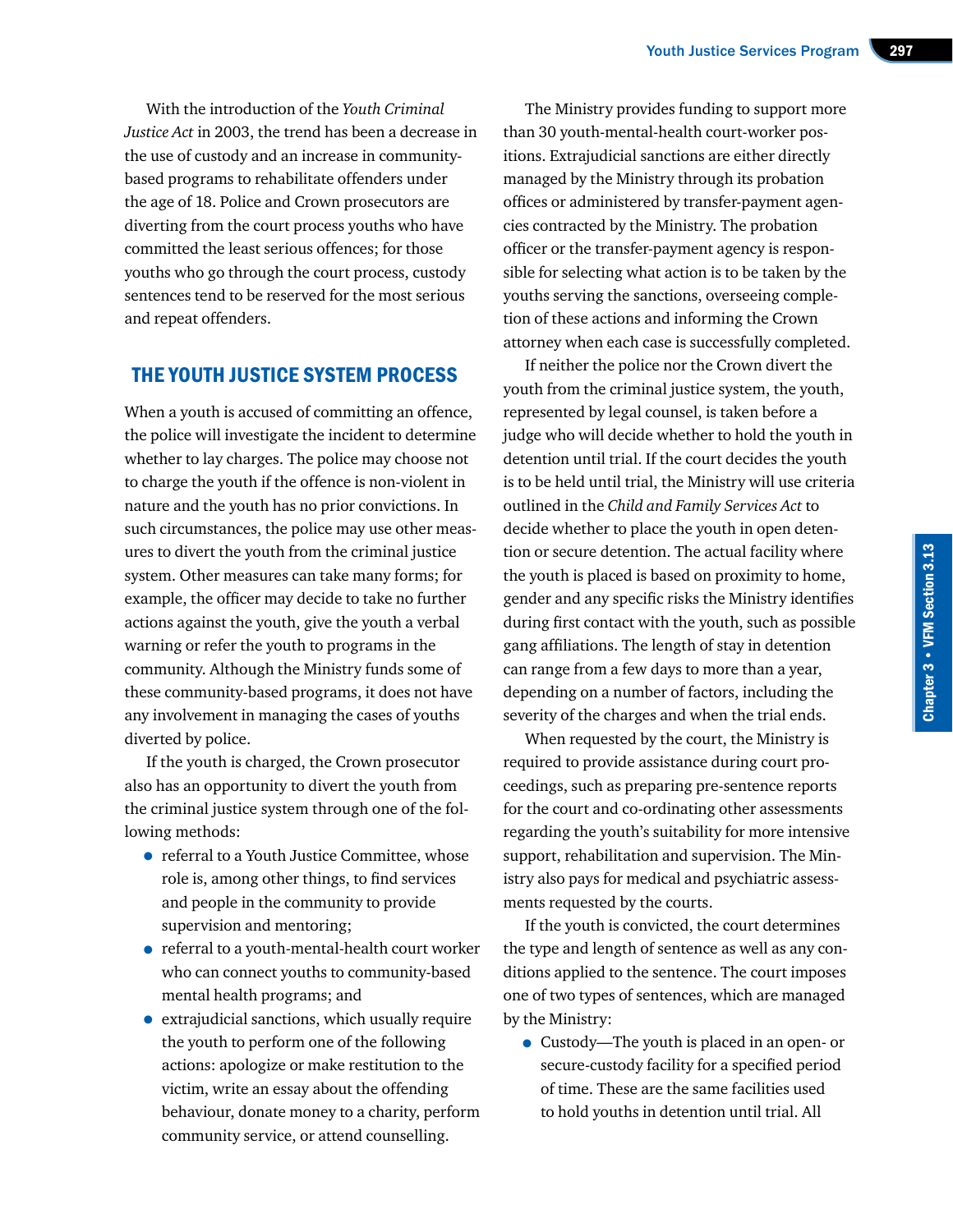With the introduction of the *Youth Criminal Justice Act* in 2003, the trend has been a decrease in the use of custody and an increase in community-based programs to rehabilitate offenders under the age of 18. Police and Crown prosecutors are diverting from the court process youths who have committed the least serious offences; for those youths who go through the court process, custody sentences tend to be reserved for the most serious and repeat offenders.

## THE YOUTH JUSTICE SYSTEM PROCESS

When a youth is accused of committing an offence, the police will investigate the incident to determine whether to lay charges. The police may choose not to charge the youth if the offence is non-violent in nature and the youth has no prior convictions. In such circumstances, the police may use other measures to divert the youth from the criminal justice system. Other measures can take many forms; for example, the officer may decide to take no further actions against the youth, give the youth a verbal warning or refer the youth to programs in the community. Although the Ministry funds some of these community-based programs, it does not have any involvement in managing the cases of youths diverted by police.

If the youth is charged, the Crown prosecutor also has an opportunity to divert the youth from the criminal justice system through one of the following methods:

- referral to a Youth Justice Committee, whose role is, among other things, to find services and people in the community to provide supervision and mentoring;
- referral to a youth-mental-health court worker who can connect youths to community-based mental health programs; and
- extrajudicial sanctions, which usually require the youth to perform one of the following actions: apologize or make restitution to the victim, write an essay about the offending behaviour, donate money to a charity, perform community service, or attend counselling.

The Ministry provides funding to support more than 30 youth-mental-health court-worker positions. Extrajudicial sanctions are either directly managed by the Ministry through its probation offices or administered by transfer-payment agencies contracted by the Ministry. The probation officer or the transfer-payment agency is responsible for selecting what action is to be taken by the youths serving the sanctions, overseeing completion of these actions and informing the Crown attorney when each case is successfully completed.

If neither the police nor the Crown divert the youth from the criminal justice system, the youth, represented by legal counsel, is taken before a judge who will decide whether to hold the youth in detention until trial. If the court decides the youth is to be held until trial, the Ministry will use criteria outlined in the *Child and Family Services Act* to decide whether to place the youth in open detention or secure detention. The actual facility where the youth is placed is based on proximity to home, gender and any specific risks the Ministry identifies during first contact with the youth, such as possible gang affiliations. The length of stay in detention can range from a few days to more than a year, depending on a number of factors, including the severity of the charges and when the trial ends.

When requested by the court, the Ministry is required to provide assistance during court proceedings, such as preparing pre-sentence reports for the court and co-ordinating other assessments regarding the youth's suitability for more intensive support, rehabilitation and supervision. The Ministry also pays for medical and psychiatric assessments requested by the courts.

If the youth is convicted, the court determines the type and length of sentence as well as any conditions applied to the sentence. The court imposes one of two types of sentences, which are managed by the Ministry:

- Custody—The youth is placed in an open- or secure-custody facility for a specified period of time. These are the same facilities used to hold youths in detention until trial. All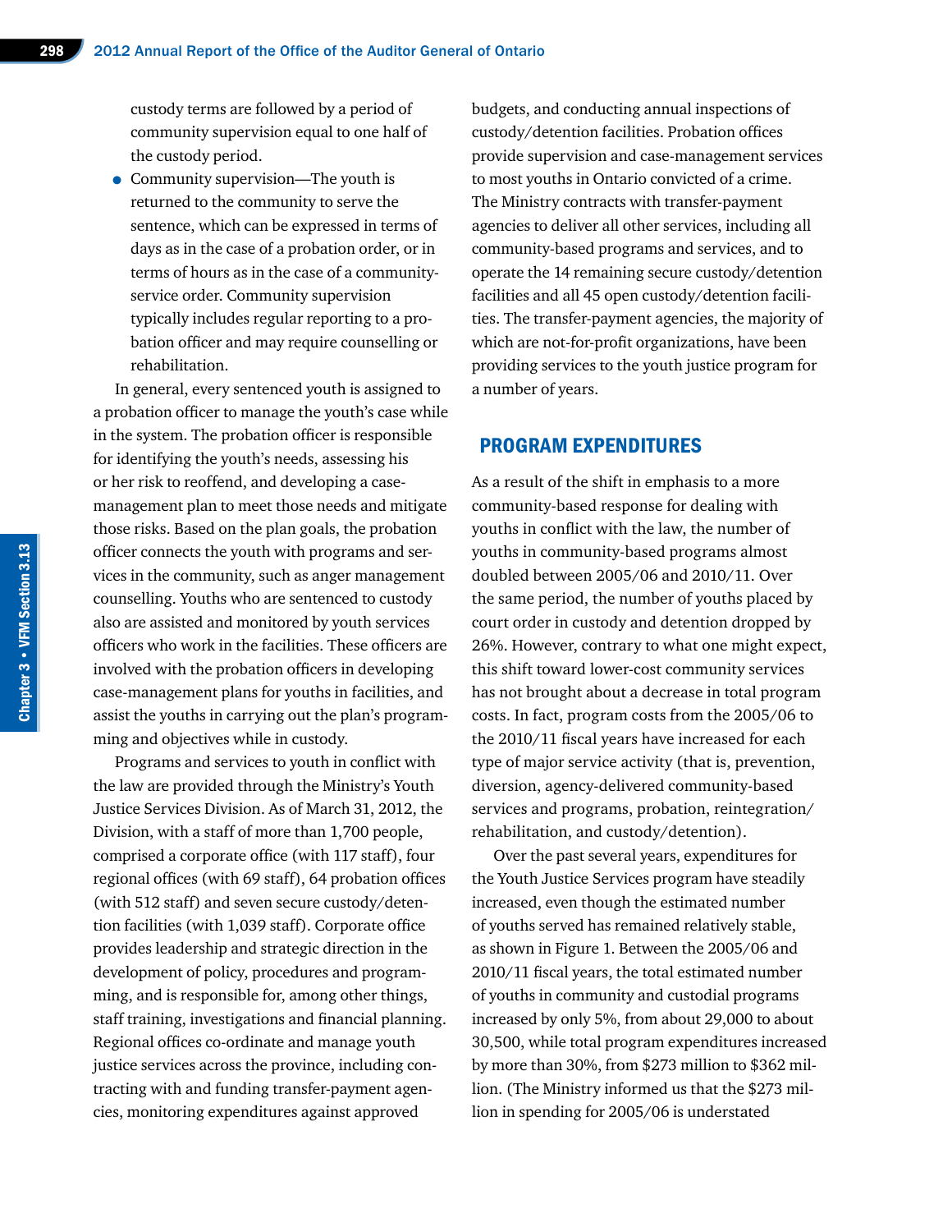custody terms are followed by a period of community supervision equal to one half of the custody period.

- Community supervision—The youth is returned to the community to serve the sentence, which can be expressed in terms of days as in the case of a probation order, or in terms of hours as in the case of a community-service order. Community supervision typically includes regular reporting to a probation officer and may require counselling or rehabilitation.

In general, every sentenced youth is assigned to a probation officer to manage the youth's case while in the system. The probation officer is responsible for identifying the youth's needs, assessing his or her risk to reoffend, and developing a case-management plan to meet those needs and mitigate those risks. Based on the plan goals, the probation officer connects the youth with programs and services in the community, such as anger management counselling. Youths who are sentenced to custody also are assisted and monitored by youth services officers who work in the facilities. These officers are involved with the probation officers in developing case-management plans for youths in facilities, and assist the youths in carrying out the plan's programming and objectives while in custody.

Programs and services to youth in conflict with the law are provided through the Ministry's Youth Justice Services Division. As of March 31, 2012, the Division, with a staff of more than 1,700 people, comprised a corporate office (with 117 staff), four regional offices (with 69 staff), 64 probation offices (with 512 staff) and seven secure custody/detention facilities (with 1,039 staff). Corporate office provides leadership and strategic direction in the development of policy, procedures and programming, and is responsible for, among other things, staff training, investigations and financial planning. Regional offices co-ordinate and manage youth justice services across the province, including contracting with and funding transfer-payment agencies, monitoring expenditures against approved budgets, and conducting annual inspections of custody/detention facilities. Probation offices provide supervision and case-management services to most youths in Ontario convicted of a crime. The Ministry contracts with transfer-payment agencies to deliver all other services, including all community-based programs and services, and to operate the 14 remaining secure custody/detention facilities and all 45 open custody/detention facilities. The transfer-payment agencies, the majority of which are not-for-profit organizations, have been providing services to the youth justice program for a number of years.

## PROGRAM EXPENDITURES

As a result of the shift in emphasis to a more community-based response for dealing with youths in conflict with the law, the number of youths in community-based programs almost doubled between 2005/06 and 2010/11. Over the same period, the number of youths placed by court order in custody and detention dropped by 26%. However, contrary to what one might expect, this shift toward lower-cost community services has not brought about a decrease in total program costs. In fact, program costs from the 2005/06 to the 2010/11 fiscal years have increased for each type of major service activity (that is, prevention, diversion, agency-delivered community-based services and programs, probation, reintegration/rehabilitation, and custody/detention).

Over the past several years, expenditures for the Youth Justice Services program have steadily increased, even though the estimated number of youths served has remained relatively stable, as shown in Figure 1. Between the 2005/06 and 2010/11 fiscal years, the total estimated number of youths in community and custodial programs increased by only 5%, from about 29,000 to about 30,500, while total program expenditures increased by more than 30%, from $273 million to $362 million. (The Ministry informed us that the $273 million in spending for 2005/06 is understated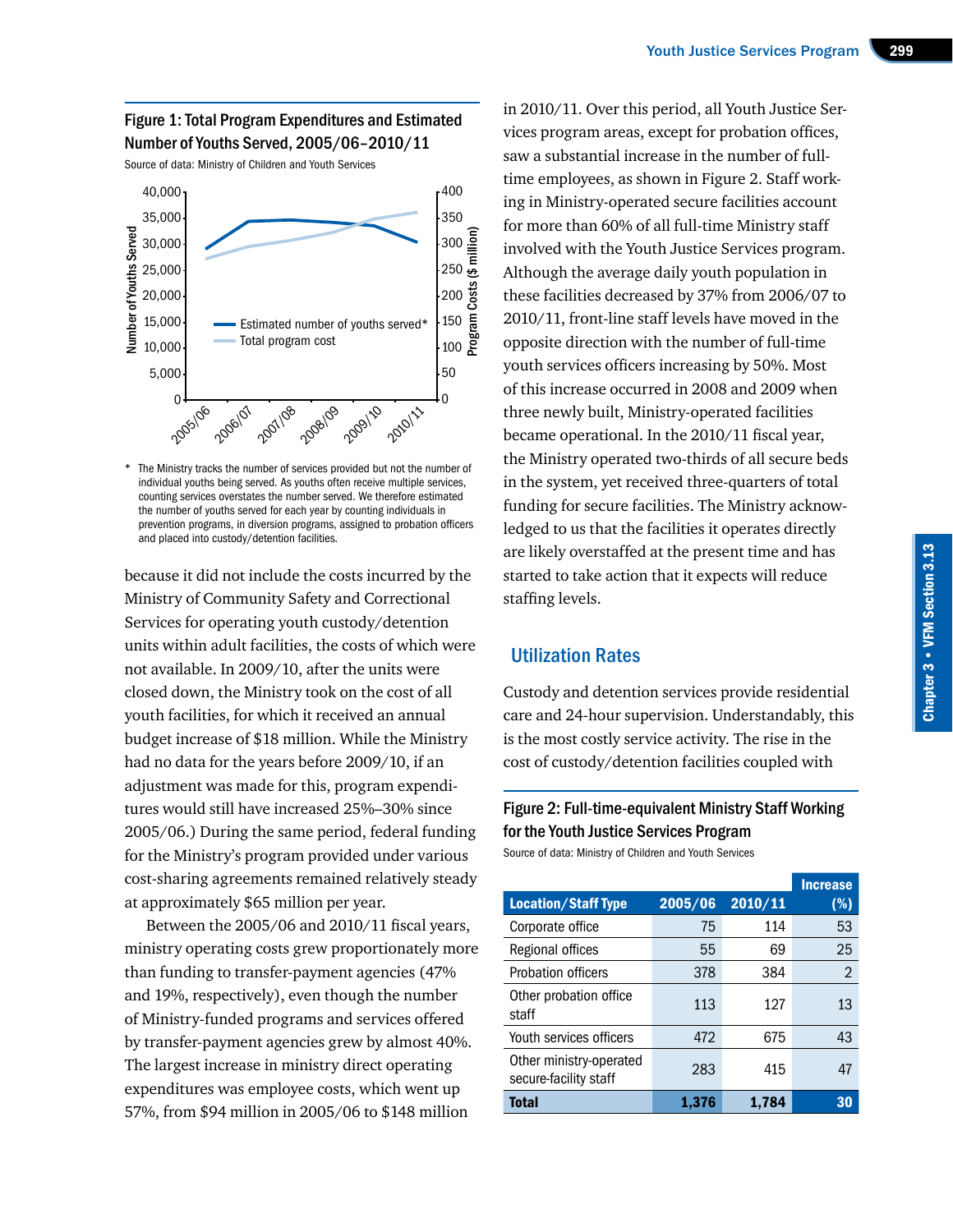### Figure 1: Total Program Expenditures and Estimated Number of Youths Served, 2005/06–2010/11

Source of data: Ministry of Children and Youth Services

\* The Ministry tracks the number of services provided but not the number of individual youths being served. As youths often receive multiple services, counting services overstates the number served. We therefore estimated the number of youths served for each year by counting individuals in prevention programs, in diversion programs, assigned to probation officers and placed into custody/detention facilities.

because it did not include the costs incurred by the Ministry of Community Safety and Correctional Services for operating youth custody/detention units within adult facilities, the costs of which were not available. In 2009/10, after the units were closed down, the Ministry took on the cost of all youth facilities, for which it received an annual budget increase of $18 million. While the Ministry had no data for the years before 2009/10, if an adjustment was made for this, program expenditures would still have increased 25%–30% since 2005/06.) During the same period, federal funding for the Ministry's program provided under various cost-sharing agreements remained relatively steady at approximately $65 million per year.

Between the 2005/06 and 2010/11 fiscal years, ministry operating costs grew proportionately more than funding to transfer-payment agencies (47% and 19%, respectively), even though the number of Ministry-funded programs and services offered by transfer-payment agencies grew by almost 40%. The largest increase in ministry direct operating expenditures was employee costs, which went up 57%, from $94 million in 2005/06 to $148 million in 2010/11. Over this period, all Youth Justice Services program areas, except for probation offices, saw a substantial increase in the number of full-time employees, as shown in Figure 2. Staff working in Ministry-operated secure facilities account for more than 60% of all full-time Ministry staff involved with the Youth Justice Services program. Although the average daily youth population in these facilities decreased by 37% from 2006/07 to 2010/11, front-line staff levels have moved in the opposite direction with the number of full-time youth services officers increasing by 50%. Most of this increase occurred in 2008 and 2009 when three newly built, Ministry-operated facilities became operational. In the 2010/11 fiscal year, the Ministry operated two-thirds of all secure beds in the system, yet received three-quarters of total funding for secure facilities. The Ministry acknowledged to us that the facilities it operates directly are likely overstaffed at the present time and has started to take action that it expects will reduce staffing levels.

## Utilization Rates

Custody and detention services provide residential care and 24-hour supervision. Understandably, this is the most costly service activity. The rise in the cost of custody/detention facilities coupled with

### Figure 2: Full-time-equivalent Ministry Staff Working for the Youth Justice Services Program

Source of data: Ministry of Children and Youth Services

| Location/Staff Type | 2005/06 | 2010/11 | Increase (%) |
|---|---|---|---|
| Corporate office | 75 | 114 | 53 |
| Regional offices | 55 | 69 | 25 |
| Probation officers | 378 | 384 | 2 |
| Other probation office staff | 113 | 127 | 13 |
| Youth services officers | 472 | 675 | 43 |
| Other ministry-operated secure-facility staff | 283 | 415 | 47 |
| **Total** | **1,376** | **1,784** | **30** |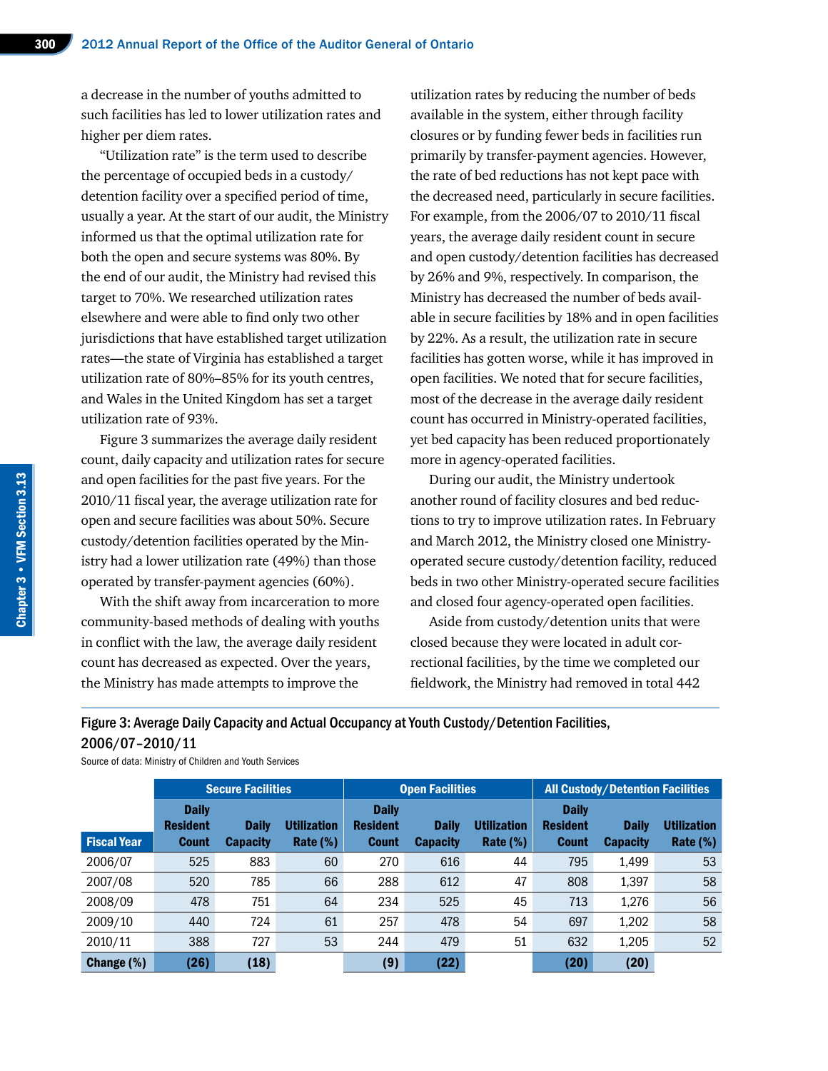a decrease in the number of youths admitted to such facilities has led to lower utilization rates and higher per diem rates.

"Utilization rate" is the term used to describe the percentage of occupied beds in a custody/detention facility over a specified period of time, usually a year. At the start of our audit, the Ministry informed us that the optimal utilization rate for both the open and secure systems was 80%. By the end of our audit, the Ministry had revised this target to 70%. We researched utilization rates elsewhere and were able to find only two other jurisdictions that have established target utilization rates—the state of Virginia has established a target utilization rate of 80%–85% for its youth centres, and Wales in the United Kingdom has set a target utilization rate of 93%.

Figure 3 summarizes the average daily resident count, daily capacity and utilization rates for secure and open facilities for the past five years. For the 2010/11 fiscal year, the average utilization rate for open and secure facilities was about 50%. Secure custody/detention facilities operated by the Ministry had a lower utilization rate (49%) than those operated by transfer-payment agencies (60%).

With the shift away from incarceration to more community-based methods of dealing with youths in conflict with the law, the average daily resident count has decreased as expected. Over the years, the Ministry has made attempts to improve the utilization rates by reducing the number of beds available in the system, either through facility closures or by funding fewer beds in facilities run primarily by transfer-payment agencies. However, the rate of bed reductions has not kept pace with the decreased need, particularly in secure facilities. For example, from the 2006/07 to 2010/11 fiscal years, the average daily resident count in secure and open custody/detention facilities has decreased by 26% and 9%, respectively. In comparison, the Ministry has decreased the number of beds available in secure facilities by 18% and in open facilities by 22%. As a result, the utilization rate in secure facilities has gotten worse, while it has improved in open facilities. We noted that for secure facilities, most of the decrease in the average daily resident count has occurred in Ministry-operated facilities, yet bed capacity has been reduced proportionately more in agency-operated facilities.

During our audit, the Ministry undertook another round of facility closures and bed reductions to try to improve utilization rates. In February and March 2012, the Ministry closed one Ministry-operated secure custody/detention facility, reduced beds in two other Ministry-operated secure facilities and closed four agency-operated open facilities.

Aside from custody/detention units that were closed because they were located in adult correctional facilities, by the time we completed our fieldwork, the Ministry had removed in total 442

### Figure 3: Average Daily Capacity and Actual Occupancy at Youth Custody/Detention Facilities, 2006/07–2010/11

Source of data: Ministry of Children and Youth Services

| | Secure Facilities | | | Open Facilities | | | All Custody/Detention Facilities | | |
|---|---|---|---|---|---|---|---|---|---|
| **Fiscal Year** | **Daily Resident Count** | **Daily Capacity** | **Utilization Rate (%)** | **Daily Resident Count** | **Daily Capacity** | **Utilization Rate (%)** | **Daily Resident Count** | **Daily Capacity** | **Utilization Rate (%)** |
| 2006/07 | 525 | 883 | 60 | 270 | 616 | 44 | 795 | 1,499 | 53 |
| 2007/08 | 520 | 785 | 66 | 288 | 612 | 47 | 808 | 1,397 | 58 |
| 2008/09 | 478 | 751 | 64 | 234 | 525 | 45 | 713 | 1,276 | 56 |
| 2009/10 | 440 | 724 | 61 | 257 | 478 | 54 | 697 | 1,202 | 58 |
| 2010/11 | 388 | 727 | 53 | 244 | 479 | 51 | 632 | 1,205 | 52 |
| **Change (%)** | **(26)** | **(18)** | | **(9)** | **(22)** | | **(20)** | **(20)** | |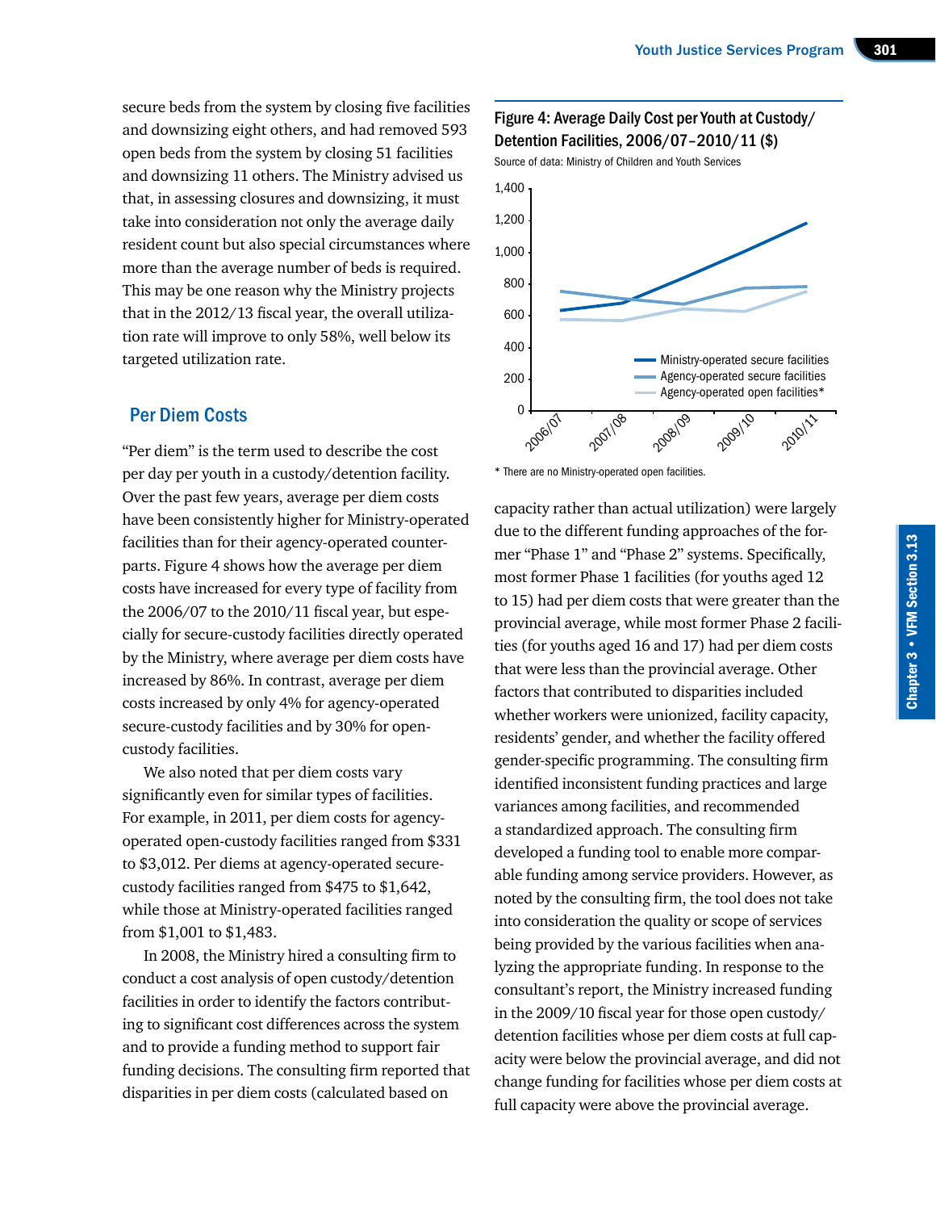secure beds from the system by closing five facilities and downsizing eight others, and had removed 593 open beds from the system by closing 51 facilities and downsizing 11 others. The Ministry advised us that, in assessing closures and downsizing, it must take into consideration not only the average daily resident count but also special circumstances where more than the average number of beds is required. This may be one reason why the Ministry projects that in the 2012/13 fiscal year, the overall utilization rate will improve to only 58%, well below its targeted utilization rate.

## Per Diem Costs

"Per diem" is the term used to describe the cost per day per youth in a custody/detention facility. Over the past few years, average per diem costs have been consistently higher for Ministry-operated facilities than for their agency-operated counterparts. Figure 4 shows how the average per diem costs have increased for every type of facility from the 2006/07 to the 2010/11 fiscal year, but especially for secure-custody facilities directly operated by the Ministry, where average per diem costs have increased by 86%. In contrast, average per diem costs increased by only 4% for agency-operated secure-custody facilities and by 30% for open-custody facilities.

We also noted that per diem costs vary significantly even for similar types of facilities. For example, in 2011, per diem costs for agency-operated open-custody facilities ranged from $331 to $3,012. Per diems at agency-operated secure-custody facilities ranged from $475 to $1,642, while those at Ministry-operated facilities ranged from $1,001 to $1,483.

In 2008, the Ministry hired a consulting firm to conduct a cost analysis of open custody/detention facilities in order to identify the factors contributing to significant cost differences across the system and to provide a funding method to support fair funding decisions. The consulting firm reported that disparities in per diem costs (calculated based on capacity rather than actual utilization) were largely due to the different funding approaches of the former "Phase 1" and "Phase 2" systems. Specifically, most former Phase 1 facilities (for youths aged 12 to 15) had per diem costs that were greater than the provincial average, while most former Phase 2 facilities (for youths aged 16 and 17) had per diem costs that were less than the provincial average. Other factors that contributed to disparities included whether workers were unionized, facility capacity, residents' gender, and whether the facility offered gender-specific programming. The consulting firm identified inconsistent funding practices and large variances among facilities, and recommended a standardized approach. The consulting firm developed a funding tool to enable more comparable funding among service providers. However, as noted by the consulting firm, the tool does not take into consideration the quality or scope of services being provided by the various facilities when analyzing the appropriate funding. In response to the consultant's report, the Ministry increased funding in the 2009/10 fiscal year for those open custody/detention facilities whose per diem costs at full capacity were below the provincial average, and did not change funding for facilities whose per diem costs at full capacity were above the provincial average.

**Figure 4: Average Daily Cost per Youth at Custody/Detention Facilities, 2006/07–2010/11 ($)**

Source of data: Ministry of Children and Youth Services

Legend: Ministry-operated secure facilities; Agency-operated secure facilities; Agency-operated open facilities*

\* There are no Ministry-operated open facilities.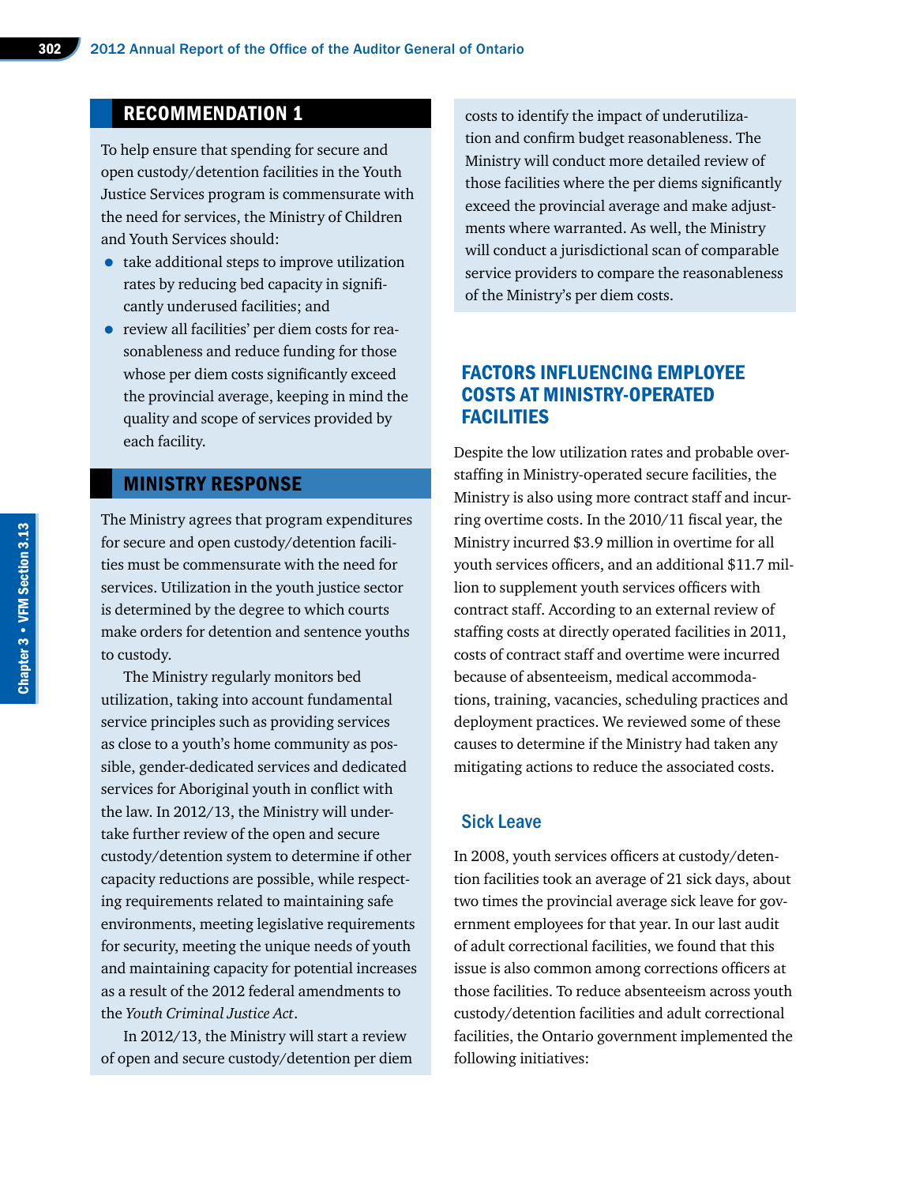## RECOMMENDATION 1

To help ensure that spending for secure and open custody/detention facilities in the Youth Justice Services program is commensurate with the need for services, the Ministry of Children and Youth Services should:

- take additional steps to improve utilization rates by reducing bed capacity in significantly underused facilities; and
- review all facilities' per diem costs for reasonableness and reduce funding for those whose per diem costs significantly exceed the provincial average, keeping in mind the quality and scope of services provided by each facility.

## MINISTRY RESPONSE

The Ministry agrees that program expenditures for secure and open custody/detention facilities must be commensurate with the need for services. Utilization in the youth justice sector is determined by the degree to which courts make orders for detention and sentence youths to custody.

The Ministry regularly monitors bed utilization, taking into account fundamental service principles such as providing services as close to a youth's home community as possible, gender-dedicated services and dedicated services for Aboriginal youth in conflict with the law. In 2012/13, the Ministry will undertake further review of the open and secure custody/detention system to determine if other capacity reductions are possible, while respecting requirements related to maintaining safe environments, meeting legislative requirements for security, meeting the unique needs of youth and maintaining capacity for potential increases as a result of the 2012 federal amendments to the *Youth Criminal Justice Act*.

In 2012/13, the Ministry will start a review of open and secure custody/detention per diem costs to identify the impact of underutilization and confirm budget reasonableness. The Ministry will conduct more detailed review of those facilities where the per diems significantly exceed the provincial average and make adjustments where warranted. As well, the Ministry will conduct a jurisdictional scan of comparable service providers to compare the reasonableness of the Ministry's per diem costs.

## FACTORS INFLUENCING EMPLOYEE COSTS AT MINISTRY-OPERATED FACILITIES

Despite the low utilization rates and probable overstaffing in Ministry-operated secure facilities, the Ministry is also using more contract staff and incurring overtime costs. In the 2010/11 fiscal year, the Ministry incurred $3.9 million in overtime for all youth services officers, and an additional $11.7 million to supplement youth services officers with contract staff. According to an external review of staffing costs at directly operated facilities in 2011, costs of contract staff and overtime were incurred because of absenteeism, medical accommodations, training, vacancies, scheduling practices and deployment practices. We reviewed some of these causes to determine if the Ministry had taken any mitigating actions to reduce the associated costs.

### Sick Leave

In 2008, youth services officers at custody/detention facilities took an average of 21 sick days, about two times the provincial average sick leave for government employees for that year. In our last audit of adult correctional facilities, we found that this issue is also common among corrections officers at those facilities. To reduce absenteeism across youth custody/detention facilities and adult correctional facilities, the Ontario government implemented the following initiatives: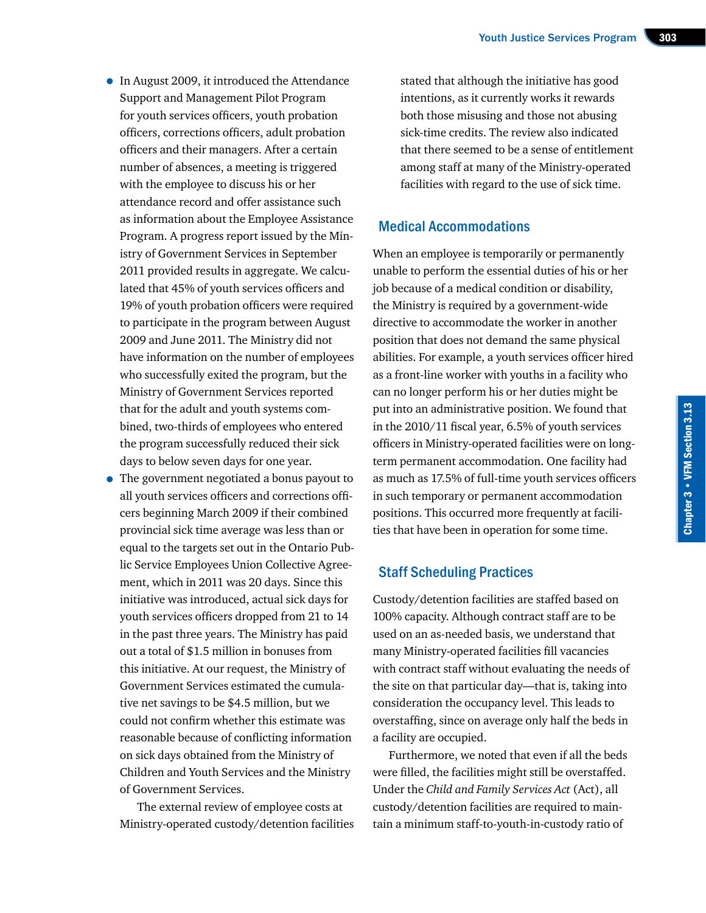- In August 2009, it introduced the Attendance Support and Management Pilot Program for youth services officers, youth probation officers, corrections officers, adult probation officers and their managers. After a certain number of absences, a meeting is triggered with the employee to discuss his or her attendance record and offer assistance such as information about the Employee Assistance Program. A progress report issued by the Ministry of Government Services in September 2011 provided results in aggregate. We calculated that 45% of youth services officers and 19% of youth probation officers were required to participate in the program between August 2009 and June 2011. The Ministry did not have information on the number of employees who successfully exited the program, but the Ministry of Government Services reported that for the adult and youth systems combined, two-thirds of employees who entered the program successfully reduced their sick days to below seven days for one year.
- The government negotiated a bonus payout to all youth services officers and corrections officers beginning March 2009 if their combined provincial sick time average was less than or equal to the targets set out in the Ontario Public Service Employees Union Collective Agreement, which in 2011 was 20 days. Since this initiative was introduced, actual sick days for youth services officers dropped from 21 to 14 in the past three years. The Ministry has paid out a total of $1.5 million in bonuses from this initiative. At our request, the Ministry of Government Services estimated the cumulative net savings to be $4.5 million, but we could not confirm whether this estimate was reasonable because of conflicting information on sick days obtained from the Ministry of Children and Youth Services and the Ministry of Government Services.

The external review of employee costs at Ministry-operated custody/detention facilities stated that although the initiative has good intentions, as it currently works it rewards both those misusing and those not abusing sick-time credits. The review also indicated that there seemed to be a sense of entitlement among staff at many of the Ministry-operated facilities with regard to the use of sick time.

## Medical Accommodations

When an employee is temporarily or permanently unable to perform the essential duties of his or her job because of a medical condition or disability, the Ministry is required by a government-wide directive to accommodate the worker in another position that does not demand the same physical abilities. For example, a youth services officer hired as a front-line worker with youths in a facility who can no longer perform his or her duties might be put into an administrative position. We found that in the 2010/11 fiscal year, 6.5% of youth services officers in Ministry-operated facilities were on long-term permanent accommodation. One facility had as much as 17.5% of full-time youth services officers in such temporary or permanent accommodation positions. This occurred more frequently at facilities that have been in operation for some time.

## Staff Scheduling Practices

Custody/detention facilities are staffed based on 100% capacity. Although contract staff are to be used on an as-needed basis, we understand that many Ministry-operated facilities fill vacancies with contract staff without evaluating the needs of the site on that particular day—that is, taking into consideration the occupancy level. This leads to overstaffing, since on average only half the beds in a facility are occupied.

Furthermore, we noted that even if all the beds were filled, the facilities might still be overstaffed. Under the *Child and Family Services Act* (Act), all custody/detention facilities are required to maintain a minimum staff-to-youth-in-custody ratio of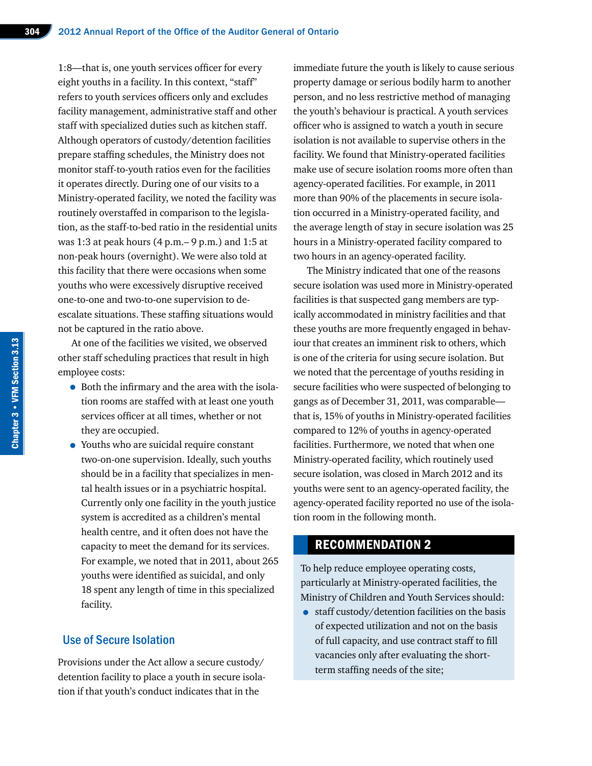1:8—that is, one youth services officer for every eight youths in a facility. In this context, "staff" refers to youth services officers only and excludes facility management, administrative staff and other staff with specialized duties such as kitchen staff. Although operators of custody/detention facilities prepare staffing schedules, the Ministry does not monitor staff-to-youth ratios even for the facilities it operates directly. During one of our visits to a Ministry-operated facility, we noted the facility was routinely overstaffed in comparison to the legislation, as the staff-to-bed ratio in the residential units was 1:3 at peak hours (4 p.m.– 9 p.m.) and 1:5 at non-peak hours (overnight). We were also told at this facility that there were occasions when some youths who were excessively disruptive received one-to-one and two-to-one supervision to de-escalate situations. These staffing situations would not be captured in the ratio above.

At one of the facilities we visited, we observed other staff scheduling practices that result in high employee costs:

- Both the infirmary and the area with the isolation rooms are staffed with at least one youth services officer at all times, whether or not they are occupied.
- Youths who are suicidal require constant two-on-one supervision. Ideally, such youths should be in a facility that specializes in mental health issues or in a psychiatric hospital. Currently only one facility in the youth justice system is accredited as a children's mental health centre, and it often does not have the capacity to meet the demand for its services. For example, we noted that in 2011, about 265 youths were identified as suicidal, and only 18 spent any length of time in this specialized facility.

## Use of Secure Isolation

Provisions under the Act allow a secure custody/detention facility to place a youth in secure isolation if that youth's conduct indicates that in the immediate future the youth is likely to cause serious property damage or serious bodily harm to another person, and no less restrictive method of managing the youth's behaviour is practical. A youth services officer who is assigned to watch a youth in secure isolation is not available to supervise others in the facility. We found that Ministry-operated facilities make use of secure isolation rooms more often than agency-operated facilities. For example, in 2011 more than 90% of the placements in secure isolation occurred in a Ministry-operated facility, and the average length of stay in secure isolation was 25 hours in a Ministry-operated facility compared to two hours in an agency-operated facility.

The Ministry indicated that one of the reasons secure isolation was used more in Ministry-operated facilities is that suspected gang members are typically accommodated in ministry facilities and that these youths are more frequently engaged in behaviour that creates an imminent risk to others, which is one of the criteria for using secure isolation. But we noted that the percentage of youths residing in secure facilities who were suspected of belonging to gangs as of December 31, 2011, was comparable—that is, 15% of youths in Ministry-operated facilities compared to 12% of youths in agency-operated facilities. Furthermore, we noted that when one Ministry-operated facility, which routinely used secure isolation, was closed in March 2012 and its youths were sent to an agency-operated facility, the agency-operated facility reported no use of the isolation room in the following month.

## RECOMMENDATION 2

To help reduce employee operating costs, particularly at Ministry-operated facilities, the Ministry of Children and Youth Services should:

- staff custody/detention facilities on the basis of expected utilization and not on the basis of full capacity, and use contract staff to fill vacancies only after evaluating the short-term staffing needs of the site;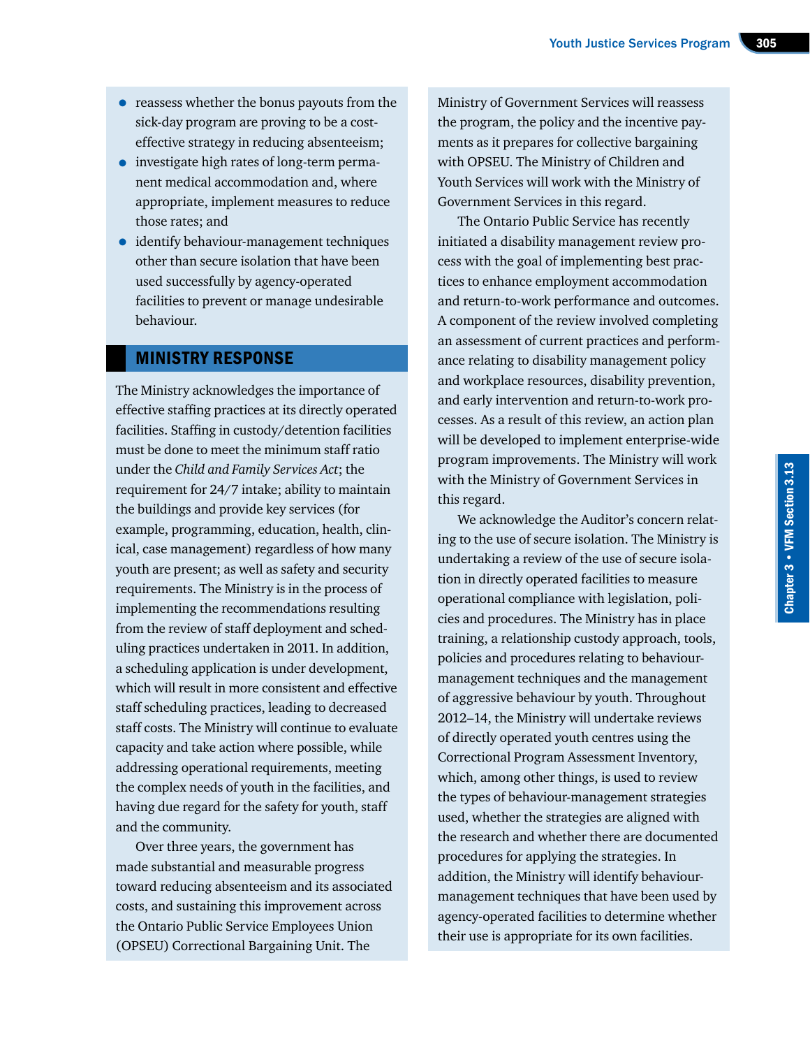- reassess whether the bonus payouts from the sick-day program are proving to be a cost-effective strategy in reducing absenteeism;
- investigate high rates of long-term permanent medical accommodation and, where appropriate, implement measures to reduce those rates; and
- identify behaviour-management techniques other than secure isolation that have been used successfully by agency-operated facilities to prevent or manage undesirable behaviour.

## MINISTRY RESPONSE

The Ministry acknowledges the importance of effective staffing practices at its directly operated facilities. Staffing in custody/detention facilities must be done to meet the minimum staff ratio under the *Child and Family Services Act*; the requirement for 24/7 intake; ability to maintain the buildings and provide key services (for example, programming, education, health, clinical, case management) regardless of how many youth are present; as well as safety and security requirements. The Ministry is in the process of implementing the recommendations resulting from the review of staff deployment and scheduling practices undertaken in 2011. In addition, a scheduling application is under development, which will result in more consistent and effective staff scheduling practices, leading to decreased staff costs. The Ministry will continue to evaluate capacity and take action where possible, while addressing operational requirements, meeting the complex needs of youth in the facilities, and having due regard for the safety for youth, staff and the community.

Over three years, the government has made substantial and measurable progress toward reducing absenteeism and its associated costs, and sustaining this improvement across the Ontario Public Service Employees Union (OPSEU) Correctional Bargaining Unit. The Ministry of Government Services will reassess the program, the policy and the incentive payments as it prepares for collective bargaining with OPSEU. The Ministry of Children and Youth Services will work with the Ministry of Government Services in this regard.

The Ontario Public Service has recently initiated a disability management review process with the goal of implementing best practices to enhance employment accommodation and return-to-work performance and outcomes. A component of the review involved completing an assessment of current practices and performance relating to disability management policy and workplace resources, disability prevention, and early intervention and return-to-work processes. As a result of this review, an action plan will be developed to implement enterprise-wide program improvements. The Ministry will work with the Ministry of Government Services in this regard.

We acknowledge the Auditor's concern relating to the use of secure isolation. The Ministry is undertaking a review of the use of secure isolation in directly operated facilities to measure operational compliance with legislation, policies and procedures. The Ministry has in place training, a relationship custody approach, tools, policies and procedures relating to behaviour-management techniques and the management of aggressive behaviour by youth. Throughout 2012–14, the Ministry will undertake reviews of directly operated youth centres using the Correctional Program Assessment Inventory, which, among other things, is used to review the types of behaviour-management strategies used, whether the strategies are aligned with the research and whether there are documented procedures for applying the strategies. In addition, the Ministry will identify behaviour-management techniques that have been used by agency-operated facilities to determine whether their use is appropriate for its own facilities.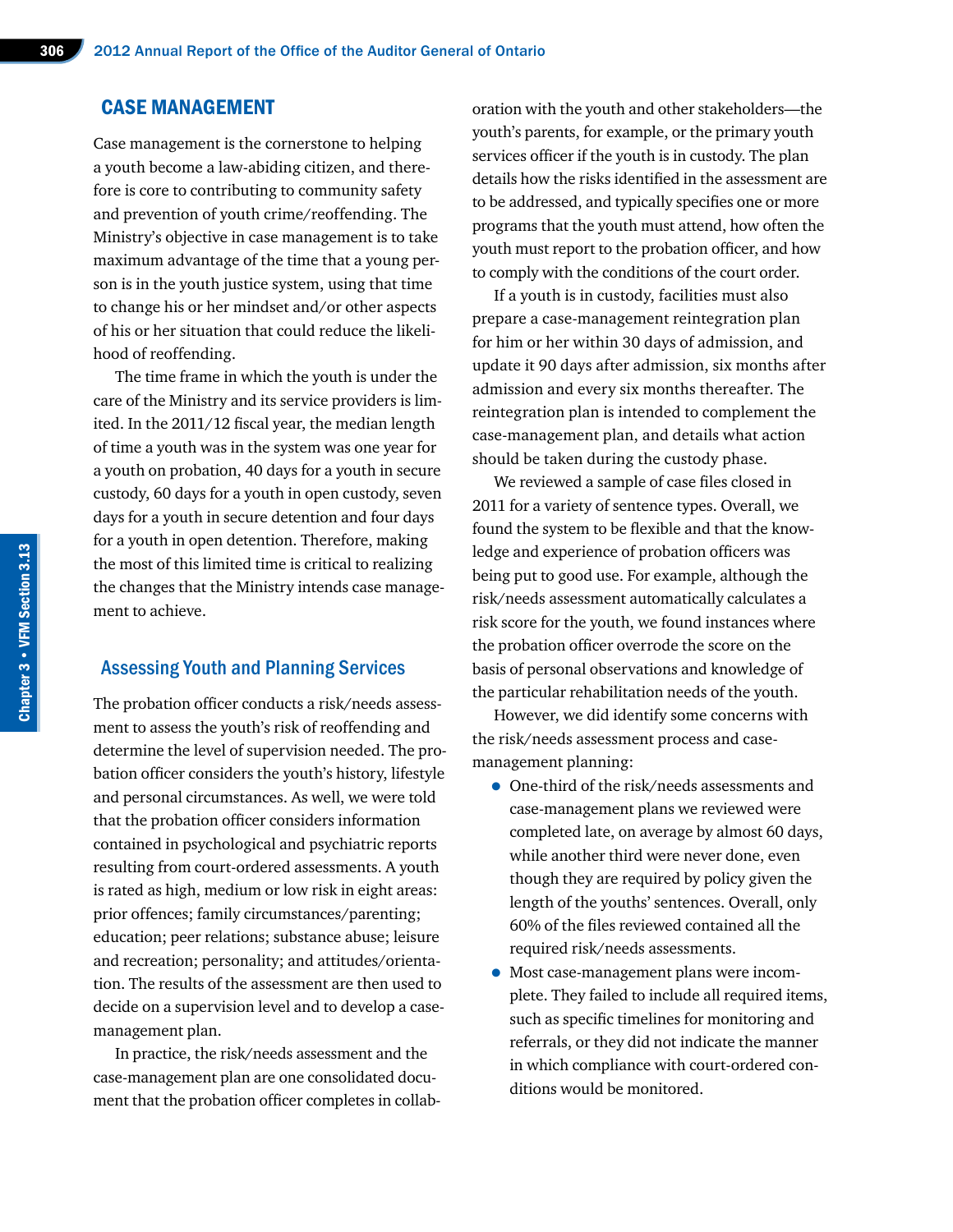## CASE MANAGEMENT

Case management is the cornerstone to helping a youth become a law-abiding citizen, and therefore is core to contributing to community safety and prevention of youth crime/reoffending. The Ministry's objective in case management is to take maximum advantage of the time that a young person is in the youth justice system, using that time to change his or her mindset and/or other aspects of his or her situation that could reduce the likelihood of reoffending.

The time frame in which the youth is under the care of the Ministry and its service providers is limited. In the 2011/12 fiscal year, the median length of time a youth was in the system was one year for a youth on probation, 40 days for a youth in secure custody, 60 days for a youth in open custody, seven days for a youth in secure detention and four days for a youth in open detention. Therefore, making the most of this limited time is critical to realizing the changes that the Ministry intends case management to achieve.

### Assessing Youth and Planning Services

The probation officer conducts a risk/needs assessment to assess the youth's risk of reoffending and determine the level of supervision needed. The probation officer considers the youth's history, lifestyle and personal circumstances. As well, we were told that the probation officer considers information contained in psychological and psychiatric reports resulting from court-ordered assessments. A youth is rated as high, medium or low risk in eight areas: prior offences; family circumstances/parenting; education; peer relations; substance abuse; leisure and recreation; personality; and attitudes/orientation. The results of the assessment are then used to decide on a supervision level and to develop a case-management plan.

In practice, the risk/needs assessment and the case-management plan are one consolidated document that the probation officer completes in collaboration with the youth and other stakeholders—the youth's parents, for example, or the primary youth services officer if the youth is in custody. The plan details how the risks identified in the assessment are to be addressed, and typically specifies one or more programs that the youth must attend, how often the youth must report to the probation officer, and how to comply with the conditions of the court order.

If a youth is in custody, facilities must also prepare a case-management reintegration plan for him or her within 30 days of admission, and update it 90 days after admission, six months after admission and every six months thereafter. The reintegration plan is intended to complement the case-management plan, and details what action should be taken during the custody phase.

We reviewed a sample of case files closed in 2011 for a variety of sentence types. Overall, we found the system to be flexible and that the knowledge and experience of probation officers was being put to good use. For example, although the risk/needs assessment automatically calculates a risk score for the youth, we found instances where the probation officer overrode the score on the basis of personal observations and knowledge of the particular rehabilitation needs of the youth.

However, we did identify some concerns with the risk/needs assessment process and case-management planning:

- One-third of the risk/needs assessments and case-management plans we reviewed were completed late, on average by almost 60 days, while another third were never done, even though they are required by policy given the length of the youths' sentences. Overall, only 60% of the files reviewed contained all the required risk/needs assessments.
- Most case-management plans were incomplete. They failed to include all required items, such as specific timelines for monitoring and referrals, or they did not indicate the manner in which compliance with court-ordered conditions would be monitored.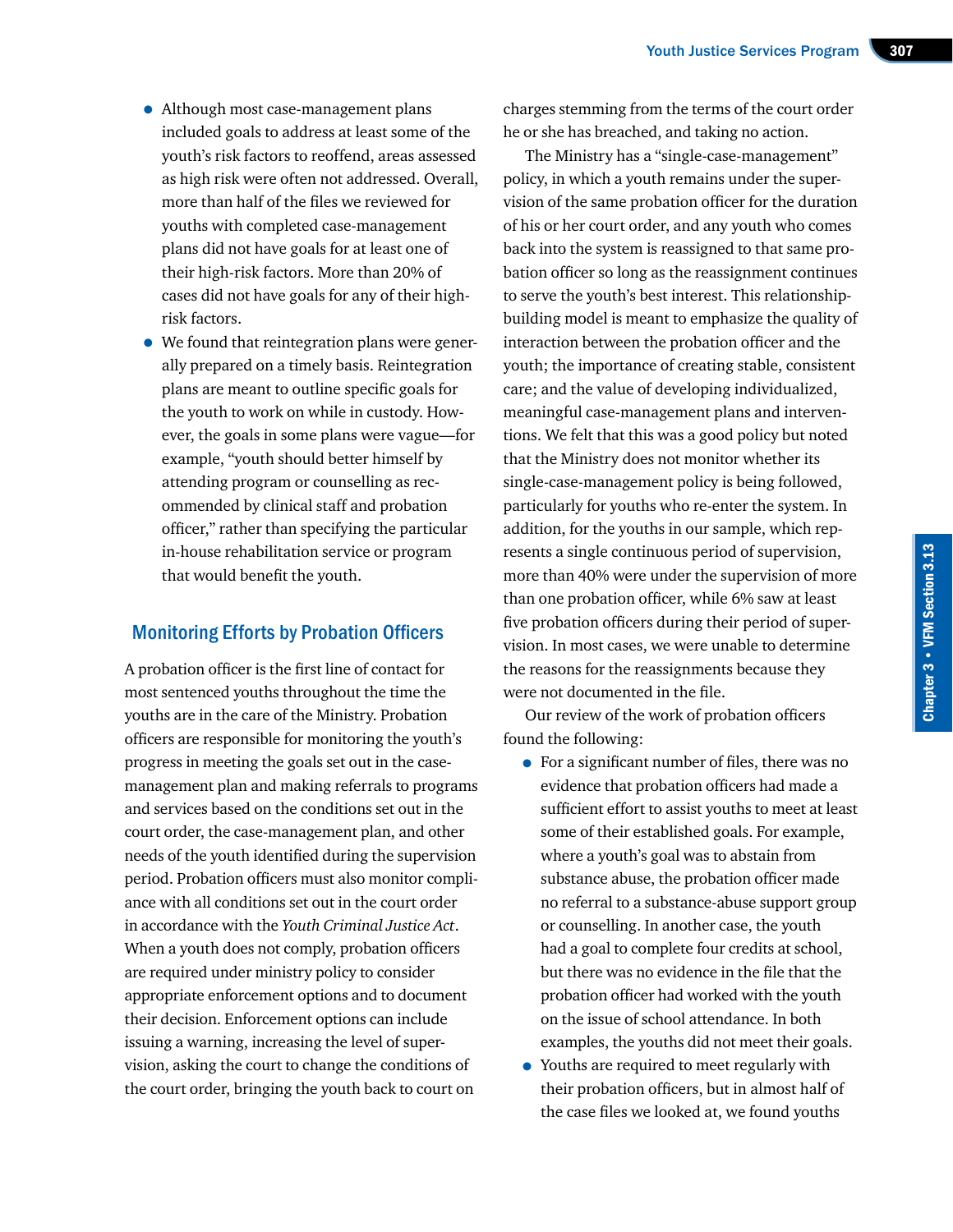- Although most case-management plans included goals to address at least some of the youth's risk factors to reoffend, areas assessed as high risk were often not addressed. Overall, more than half of the files we reviewed for youths with completed case-management plans did not have goals for at least one of their high-risk factors. More than 20% of cases did not have goals for any of their high-risk factors.
- We found that reintegration plans were generally prepared on a timely basis. Reintegration plans are meant to outline specific goals for the youth to work on while in custody. However, the goals in some plans were vague—for example, "youth should better himself by attending program or counselling as recommended by clinical staff and probation officer," rather than specifying the particular in-house rehabilitation service or program that would benefit the youth.

## Monitoring Efforts by Probation Officers

A probation officer is the first line of contact for most sentenced youths throughout the time the youths are in the care of the Ministry. Probation officers are responsible for monitoring the youth's progress in meeting the goals set out in the case-management plan and making referrals to programs and services based on the conditions set out in the court order, the case-management plan, and other needs of the youth identified during the supervision period. Probation officers must also monitor compliance with all conditions set out in the court order in accordance with the *Youth Criminal Justice Act*. When a youth does not comply, probation officers are required under ministry policy to consider appropriate enforcement options and to document their decision. Enforcement options can include issuing a warning, increasing the level of supervision, asking the court to change the conditions of the court order, bringing the youth back to court on charges stemming from the terms of the court order he or she has breached, and taking no action.

The Ministry has a "single-case-management" policy, in which a youth remains under the supervision of the same probation officer for the duration of his or her court order, and any youth who comes back into the system is reassigned to that same probation officer so long as the reassignment continues to serve the youth's best interest. This relationship-building model is meant to emphasize the quality of interaction between the probation officer and the youth; the importance of creating stable, consistent care; and the value of developing individualized, meaningful case-management plans and interventions. We felt that this was a good policy but noted that the Ministry does not monitor whether its single-case-management policy is being followed, particularly for youths who re-enter the system. In addition, for the youths in our sample, which represents a single continuous period of supervision, more than 40% were under the supervision of more than one probation officer, while 6% saw at least five probation officers during their period of supervision. In most cases, we were unable to determine the reasons for the reassignments because they were not documented in the file.

Our review of the work of probation officers found the following:

- For a significant number of files, there was no evidence that probation officers had made a sufficient effort to assist youths to meet at least some of their established goals. For example, where a youth's goal was to abstain from substance abuse, the probation officer made no referral to a substance-abuse support group or counselling. In another case, the youth had a goal to complete four credits at school, but there was no evidence in the file that the probation officer had worked with the youth on the issue of school attendance. In both examples, the youths did not meet their goals.
- Youths are required to meet regularly with their probation officers, but in almost half of the case files we looked at, we found youths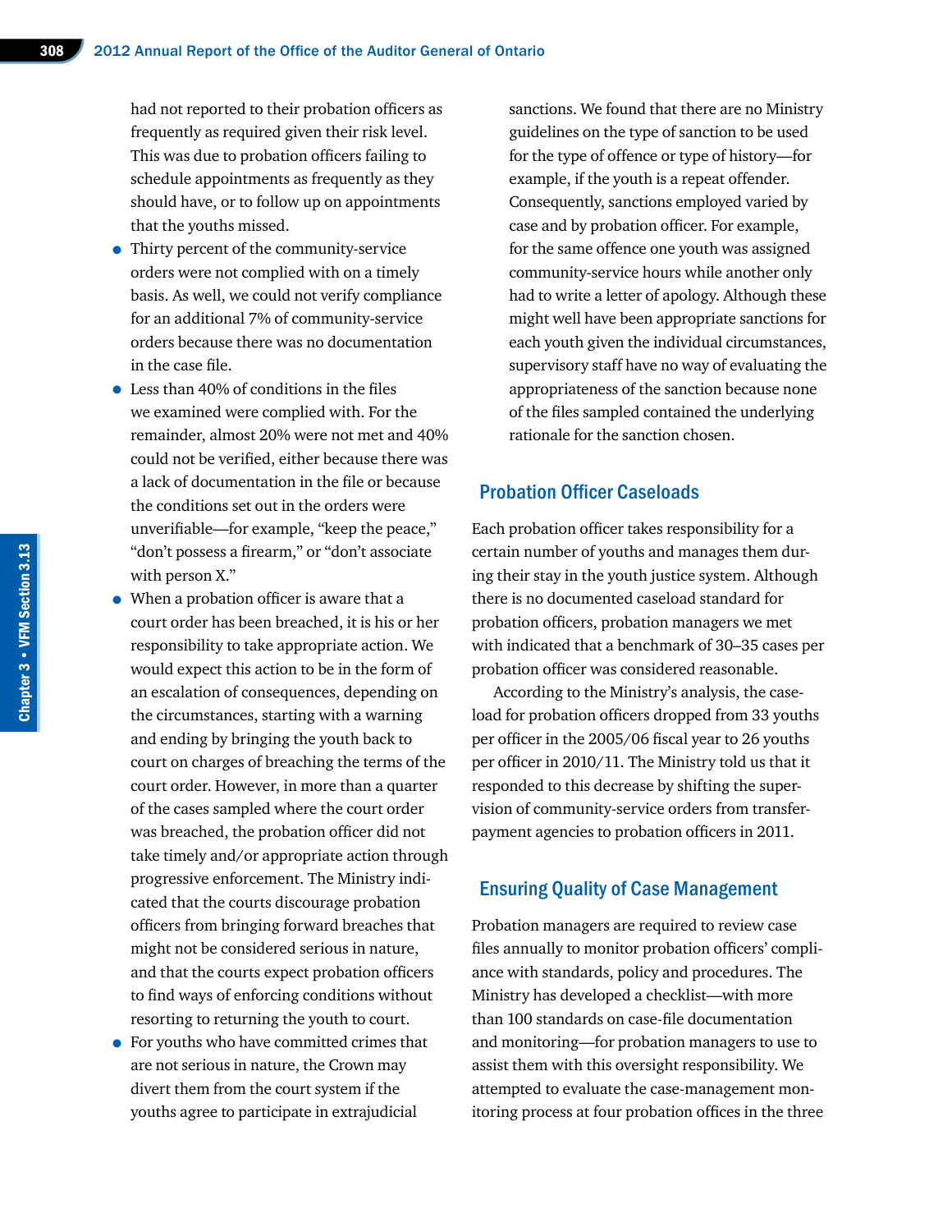had not reported to their probation officers as frequently as required given their risk level. This was due to probation officers failing to schedule appointments as frequently as they should have, or to follow up on appointments that the youths missed.

- Thirty percent of the community-service orders were not complied with on a timely basis. As well, we could not verify compliance for an additional 7% of community-service orders because there was no documentation in the case file.
- Less than 40% of conditions in the files we examined were complied with. For the remainder, almost 20% were not met and 40% could not be verified, either because there was a lack of documentation in the file or because the conditions set out in the orders were unverifiable—for example, "keep the peace," "don't possess a firearm," or "don't associate with person X."
- When a probation officer is aware that a court order has been breached, it is his or her responsibility to take appropriate action. We would expect this action to be in the form of an escalation of consequences, depending on the circumstances, starting with a warning and ending by bringing the youth back to court on charges of breaching the terms of the court order. However, in more than a quarter of the cases sampled where the court order was breached, the probation officer did not take timely and/or appropriate action through progressive enforcement. The Ministry indicated that the courts discourage probation officers from bringing forward breaches that might not be considered serious in nature, and that the courts expect probation officers to find ways of enforcing conditions without resorting to returning the youth to court.
- For youths who have committed crimes that are not serious in nature, the Crown may divert them from the court system if the youths agree to participate in extrajudicial sanctions. We found that there are no Ministry guidelines on the type of sanction to be used for the type of offence or type of history—for example, if the youth is a repeat offender. Consequently, sanctions employed varied by case and by probation officer. For example, for the same offence one youth was assigned community-service hours while another only had to write a letter of apology. Although these might well have been appropriate sanctions for each youth given the individual circumstances, supervisory staff have no way of evaluating the appropriateness of the sanction because none of the files sampled contained the underlying rationale for the sanction chosen.

## Probation Officer Caseloads

Each probation officer takes responsibility for a certain number of youths and manages them during their stay in the youth justice system. Although there is no documented caseload standard for probation officers, probation managers we met with indicated that a benchmark of 30–35 cases per probation officer was considered reasonable.

According to the Ministry's analysis, the caseload for probation officers dropped from 33 youths per officer in the 2005/06 fiscal year to 26 youths per officer in 2010/11. The Ministry told us that it responded to this decrease by shifting the supervision of community-service orders from transfer-payment agencies to probation officers in 2011.

## Ensuring Quality of Case Management

Probation managers are required to review case files annually to monitor probation officers' compliance with standards, policy and procedures. The Ministry has developed a checklist—with more than 100 standards on case-file documentation and monitoring—for probation managers to use to assist them with this oversight responsibility. We attempted to evaluate the case-management monitoring process at four probation offices in the three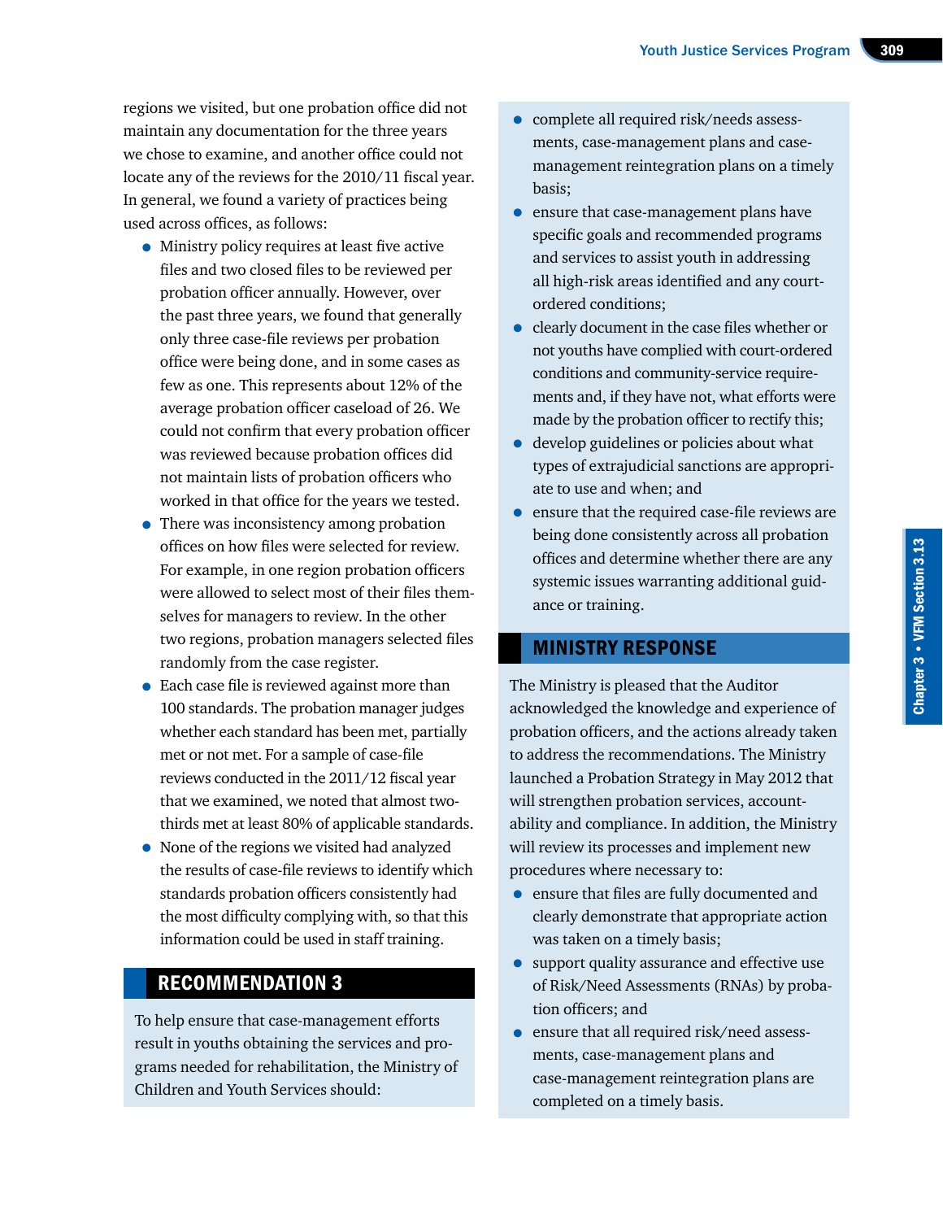regions we visited, but one probation office did not maintain any documentation for the three years we chose to examine, and another office could not locate any of the reviews for the 2010/11 fiscal year. In general, we found a variety of practices being used across offices, as follows:

- Ministry policy requires at least five active files and two closed files to be reviewed per probation officer annually. However, over the past three years, we found that generally only three case-file reviews per probation office were being done, and in some cases as few as one. This represents about 12% of the average probation officer caseload of 26. We could not confirm that every probation officer was reviewed because probation offices did not maintain lists of probation officers who worked in that office for the years we tested.
- There was inconsistency among probation offices on how files were selected for review. For example, in one region probation officers were allowed to select most of their files themselves for managers to review. In the other two regions, probation managers selected files randomly from the case register.
- Each case file is reviewed against more than 100 standards. The probation manager judges whether each standard has been met, partially met or not met. For a sample of case-file reviews conducted in the 2011/12 fiscal year that we examined, we noted that almost two-thirds met at least 80% of applicable standards.
- None of the regions we visited had analyzed the results of case-file reviews to identify which standards probation officers consistently had the most difficulty complying with, so that this information could be used in staff training.

## RECOMMENDATION 3

To help ensure that case-management efforts result in youths obtaining the services and programs needed for rehabilitation, the Ministry of Children and Youth Services should:

- complete all required risk/needs assessments, case-management plans and case-management reintegration plans on a timely basis;
- ensure that case-management plans have specific goals and recommended programs and services to assist youth in addressing all high-risk areas identified and any court-ordered conditions;
- clearly document in the case files whether or not youths have complied with court-ordered conditions and community-service requirements and, if they have not, what efforts were made by the probation officer to rectify this;
- develop guidelines or policies about what types of extrajudicial sanctions are appropriate to use and when; and
- ensure that the required case-file reviews are being done consistently across all probation offices and determine whether there are any systemic issues warranting additional guidance or training.

## MINISTRY RESPONSE

The Ministry is pleased that the Auditor acknowledged the knowledge and experience of probation officers, and the actions already taken to address the recommendations. The Ministry launched a Probation Strategy in May 2012 that will strengthen probation services, accountability and compliance. In addition, the Ministry will review its processes and implement new procedures where necessary to:

- ensure that files are fully documented and clearly demonstrate that appropriate action was taken on a timely basis;
- support quality assurance and effective use of Risk/Need Assessments (RNAs) by probation officers; and
- ensure that all required risk/need assessments, case-management plans and case-management reintegration plans are completed on a timely basis.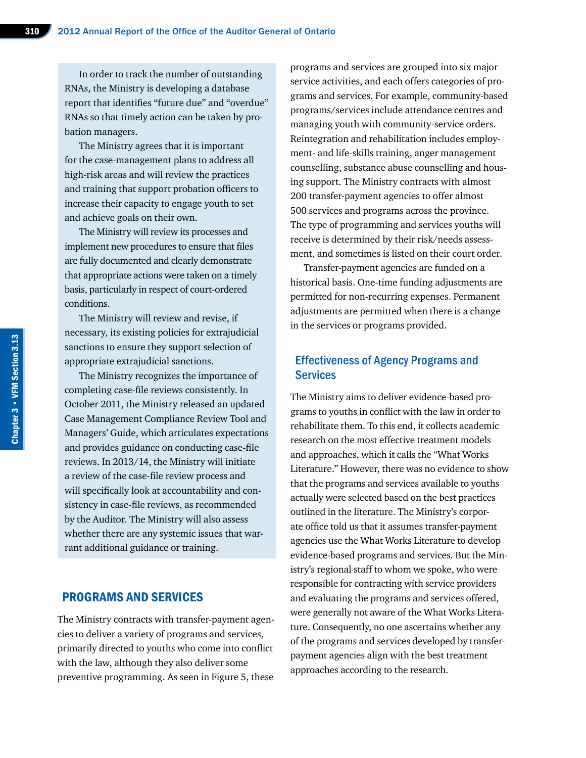In order to track the number of outstanding RNAs, the Ministry is developing a database report that identifies "future due" and "overdue" RNAs so that timely action can be taken by probation managers.

The Ministry agrees that it is important for the case-management plans to address all high-risk areas and will review the practices and training that support probation officers to increase their capacity to engage youth to set and achieve goals on their own.

The Ministry will review its processes and implement new procedures to ensure that files are fully documented and clearly demonstrate that appropriate actions were taken on a timely basis, particularly in respect of court-ordered conditions.

The Ministry will review and revise, if necessary, its existing policies for extrajudicial sanctions to ensure they support selection of appropriate extrajudicial sanctions.

The Ministry recognizes the importance of completing case-file reviews consistently. In October 2011, the Ministry released an updated Case Management Compliance Review Tool and Managers' Guide, which articulates expectations and provides guidance on conducting case-file reviews. In 2013/14, the Ministry will initiate a review of the case-file review process and will specifically look at accountability and consistency in case-file reviews, as recommended by the Auditor. The Ministry will also assess whether there are any systemic issues that warrant additional guidance or training.

## PROGRAMS AND SERVICES

The Ministry contracts with transfer-payment agencies to deliver a variety of programs and services, primarily directed to youths who come into conflict with the law, although they also deliver some preventive programming. As seen in Figure 5, these programs and services are grouped into six major service activities, and each offers categories of programs and services. For example, community-based programs/services include attendance centres and managing youth with community-service orders. Reintegration and rehabilitation includes employment- and life-skills training, anger management counselling, substance abuse counselling and housing support. The Ministry contracts with almost 200 transfer-payment agencies to offer almost 500 services and programs across the province. The type of programming and services youths will receive is determined by their risk/needs assessment, and sometimes is listed on their court order.

Transfer-payment agencies are funded on a historical basis. One-time funding adjustments are permitted for non-recurring expenses. Permanent adjustments are permitted when there is a change in the services or programs provided.

### Effectiveness of Agency Programs and Services

The Ministry aims to deliver evidence-based programs to youths in conflict with the law in order to rehabilitate them. To this end, it collects academic research on the most effective treatment models and approaches, which it calls the "What Works Literature." However, there was no evidence to show that the programs and services available to youths actually were selected based on the best practices outlined in the literature. The Ministry's corporate office told us that it assumes transfer-payment agencies use the What Works Literature to develop evidence-based programs and services. But the Ministry's regional staff to whom we spoke, who were responsible for contracting with service providers and evaluating the programs and services offered, were generally not aware of the What Works Literature. Consequently, no one ascertains whether any of the programs and services developed by transfer-payment agencies align with the best treatment approaches according to the research.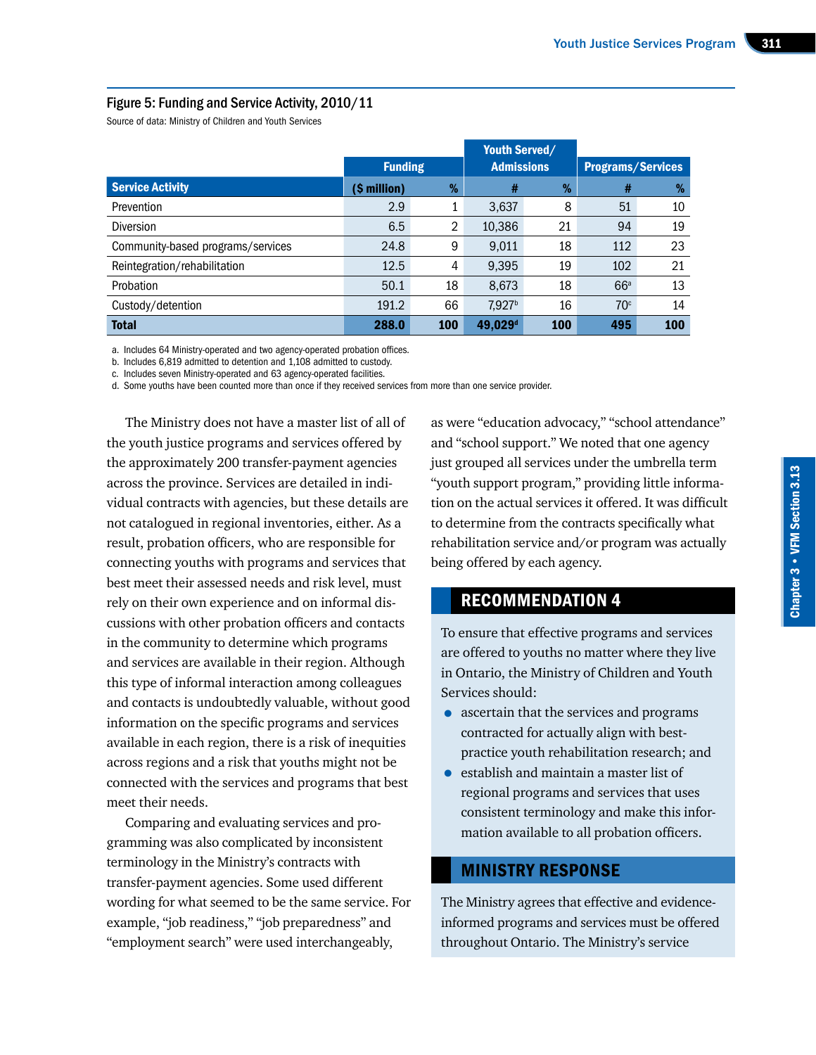### Figure 5: Funding and Service Activity, 2010/11

Source of data: Ministry of Children and Youth Services

| Service Activity | Funding ($ million) | Funding % | Youth Served/ Admissions # | Youth Served/ Admissions % | Programs/Services # | Programs/Services % |
|---|---|---|---|---|---|---|
| Prevention | 2.9 | 1 | 3,637 | 8 | 51 | 10 |
| Diversion | 6.5 | 2 | 10,386 | 21 | 94 | 19 |
| Community-based programs/services | 24.8 | 9 | 9,011 | 18 | 112 | 23 |
| Reintegration/rehabilitation | 12.5 | 4 | 9,395 | 19 | 102 | 21 |
| Probation | 50.1 | 18 | 8,673 | 18 | 66[a] | 13 |
| Custody/detention | 191.2 | 66 | 7,927[b] | 16 | 70[c] | 14 |
| **Total** | **288.0** | **100** | **49,029[d]** | **100** | **495** | **100** |

a. Includes 64 Ministry-operated and two agency-operated probation offices.
b. Includes 6,819 admitted to detention and 1,108 admitted to custody.
c. Includes seven Ministry-operated and 63 agency-operated facilities.
d. Some youths have been counted more than once if they received services from more than one service provider.

The Ministry does not have a master list of all of the youth justice programs and services offered by the approximately 200 transfer-payment agencies across the province. Services are detailed in individual contracts with agencies, but these details are not catalogued in regional inventories, either. As a result, probation officers, who are responsible for connecting youths with programs and services that best meet their assessed needs and risk level, must rely on their own experience and on informal discussions with other probation officers and contacts in the community to determine which programs and services are available in their region. Although this type of informal interaction among colleagues and contacts is undoubtedly valuable, without good information on the specific programs and services available in each region, there is a risk of inequities across regions and a risk that youths might not be connected with the services and programs that best meet their needs.

Comparing and evaluating services and programming was also complicated by inconsistent terminology in the Ministry's contracts with transfer-payment agencies. Some used different wording for what seemed to be the same service. For example, "job readiness," "job preparedness" and "employment search" were used interchangeably, as were "education advocacy," "school attendance" and "school support." We noted that one agency just grouped all services under the umbrella term "youth support program," providing little information on the actual services it offered. It was difficult to determine from the contracts specifically what rehabilitation service and/or program was actually being offered by each agency.

## RECOMMENDATION 4

To ensure that effective programs and services are offered to youths no matter where they live in Ontario, the Ministry of Children and Youth Services should:

- ascertain that the services and programs contracted for actually align with best-practice youth rehabilitation research; and
- establish and maintain a master list of regional programs and services that uses consistent terminology and make this information available to all probation officers.

## MINISTRY RESPONSE

The Ministry agrees that effective and evidence-informed programs and services must be offered throughout Ontario. The Ministry's service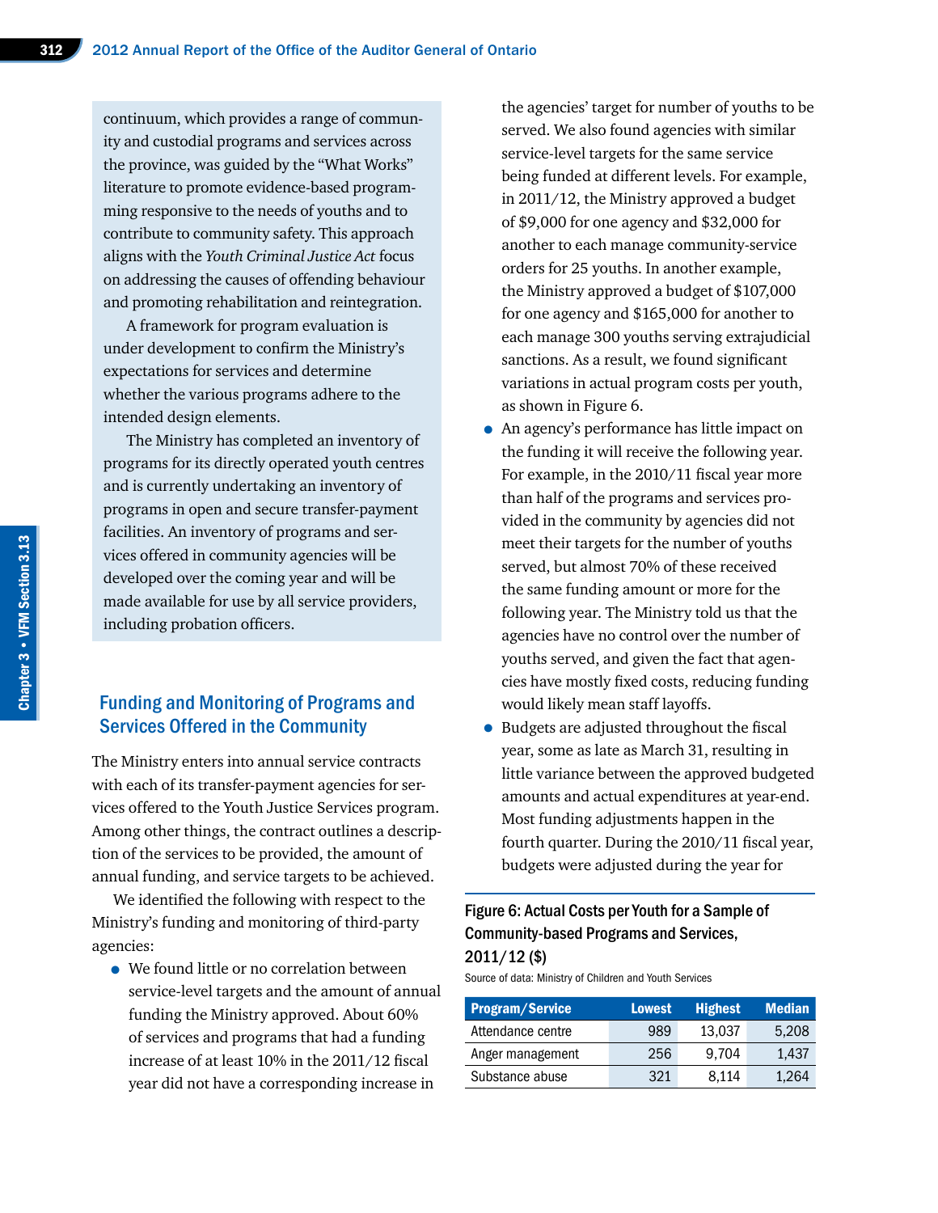continuum, which provides a range of community and custodial programs and services across the province, was guided by the "What Works" literature to promote evidence-based programming responsive to the needs of youths and to contribute to community safety. This approach aligns with the *Youth Criminal Justice Act* focus on addressing the causes of offending behaviour and promoting rehabilitation and reintegration.

A framework for program evaluation is under development to confirm the Ministry's expectations for services and determine whether the various programs adhere to the intended design elements.

The Ministry has completed an inventory of programs for its directly operated youth centres and is currently undertaking an inventory of programs in open and secure transfer-payment facilities. An inventory of programs and services offered in community agencies will be developed over the coming year and will be made available for use by all service providers, including probation officers.

## Funding and Monitoring of Programs and Services Offered in the Community

The Ministry enters into annual service contracts with each of its transfer-payment agencies for services offered to the Youth Justice Services program. Among other things, the contract outlines a description of the services to be provided, the amount of annual funding, and service targets to be achieved.

We identified the following with respect to the Ministry's funding and monitoring of third-party agencies:

- We found little or no correlation between service-level targets and the amount of annual funding the Ministry approved. About 60% of services and programs that had a funding increase of at least 10% in the 2011/12 fiscal year did not have a corresponding increase in the agencies' target for number of youths to be served. We also found agencies with similar service-level targets for the same service being funded at different levels. For example, in 2011/12, the Ministry approved a budget of $9,000 for one agency and $32,000 for another to each manage community-service orders for 25 youths. In another example, the Ministry approved a budget of $107,000 for one agency and $165,000 for another to each manage 300 youths serving extrajudicial sanctions. As a result, we found significant variations in actual program costs per youth, as shown in Figure 6.
- An agency's performance has little impact on the funding it will receive the following year. For example, in the 2010/11 fiscal year more than half of the programs and services provided in the community by agencies did not meet their targets for the number of youths served, but almost 70% of these received the same funding amount or more for the following year. The Ministry told us that the agencies have no control over the number of youths served, and given the fact that agencies have mostly fixed costs, reducing funding would likely mean staff layoffs.
- Budgets are adjusted throughout the fiscal year, some as late as March 31, resulting in little variance between the approved budgeted amounts and actual expenditures at year-end. Most funding adjustments happen in the fourth quarter. During the 2010/11 fiscal year, budgets were adjusted during the year for

**Figure 6: Actual Costs per Youth for a Sample of Community-based Programs and Services, 2011/12 ($)**

Source of data: Ministry of Children and Youth Services

| Program/Service | Lowest | Highest | Median |
|---|---|---|---|
| Attendance centre | 989 | 13,037 | 5,208 |
| Anger management | 256 | 9,704 | 1,437 |
| Substance abuse | 321 | 8,114 | 1,264 |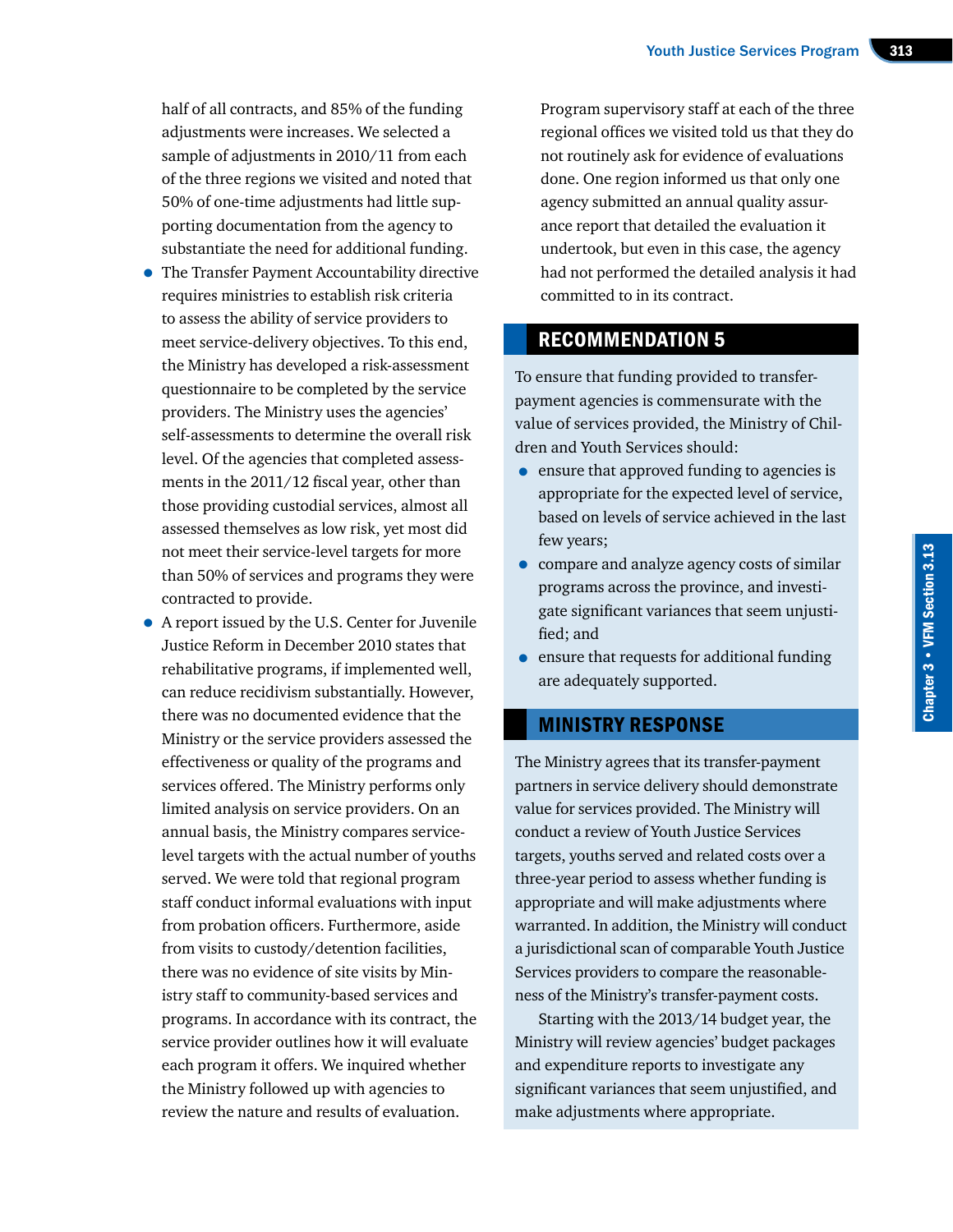half of all contracts, and 85% of the funding adjustments were increases. We selected a sample of adjustments in 2010/11 from each of the three regions we visited and noted that 50% of one-time adjustments had little supporting documentation from the agency to substantiate the need for additional funding.

- The Transfer Payment Accountability directive requires ministries to establish risk criteria to assess the ability of service providers to meet service-delivery objectives. To this end, the Ministry has developed a risk-assessment questionnaire to be completed by the service providers. The Ministry uses the agencies' self-assessments to determine the overall risk level. Of the agencies that completed assessments in the 2011/12 fiscal year, other than those providing custodial services, almost all assessed themselves as low risk, yet most did not meet their service-level targets for more than 50% of services and programs they were contracted to provide.
- A report issued by the U.S. Center for Juvenile Justice Reform in December 2010 states that rehabilitative programs, if implemented well, can reduce recidivism substantially. However, there was no documented evidence that the Ministry or the service providers assessed the effectiveness or quality of the programs and services offered. The Ministry performs only limited analysis on service providers. On an annual basis, the Ministry compares service-level targets with the actual number of youths served. We were told that regional program staff conduct informal evaluations with input from probation officers. Furthermore, aside from visits to custody/detention facilities, there was no evidence of site visits by Ministry staff to community-based services and programs. In accordance with its contract, the service provider outlines how it will evaluate each program it offers. We inquired whether the Ministry followed up with agencies to review the nature and results of evaluation. Program supervisory staff at each of the three regional offices we visited told us that they do not routinely ask for evidence of evaluations done. One region informed us that only one agency submitted an annual quality assurance report that detailed the evaluation it undertook, but even in this case, the agency had not performed the detailed analysis it had committed to in its contract.

## RECOMMENDATION 5

To ensure that funding provided to transfer-payment agencies is commensurate with the value of services provided, the Ministry of Children and Youth Services should:

- ensure that approved funding to agencies is appropriate for the expected level of service, based on levels of service achieved in the last few years;
- compare and analyze agency costs of similar programs across the province, and investigate significant variances that seem unjustified; and
- ensure that requests for additional funding are adequately supported.

## MINISTRY RESPONSE

The Ministry agrees that its transfer-payment partners in service delivery should demonstrate value for services provided. The Ministry will conduct a review of Youth Justice Services targets, youths served and related costs over a three-year period to assess whether funding is appropriate and will make adjustments where warranted. In addition, the Ministry will conduct a jurisdictional scan of comparable Youth Justice Services providers to compare the reasonableness of the Ministry's transfer-payment costs.

Starting with the 2013/14 budget year, the Ministry will review agencies' budget packages and expenditure reports to investigate any significant variances that seem unjustified, and make adjustments where appropriate.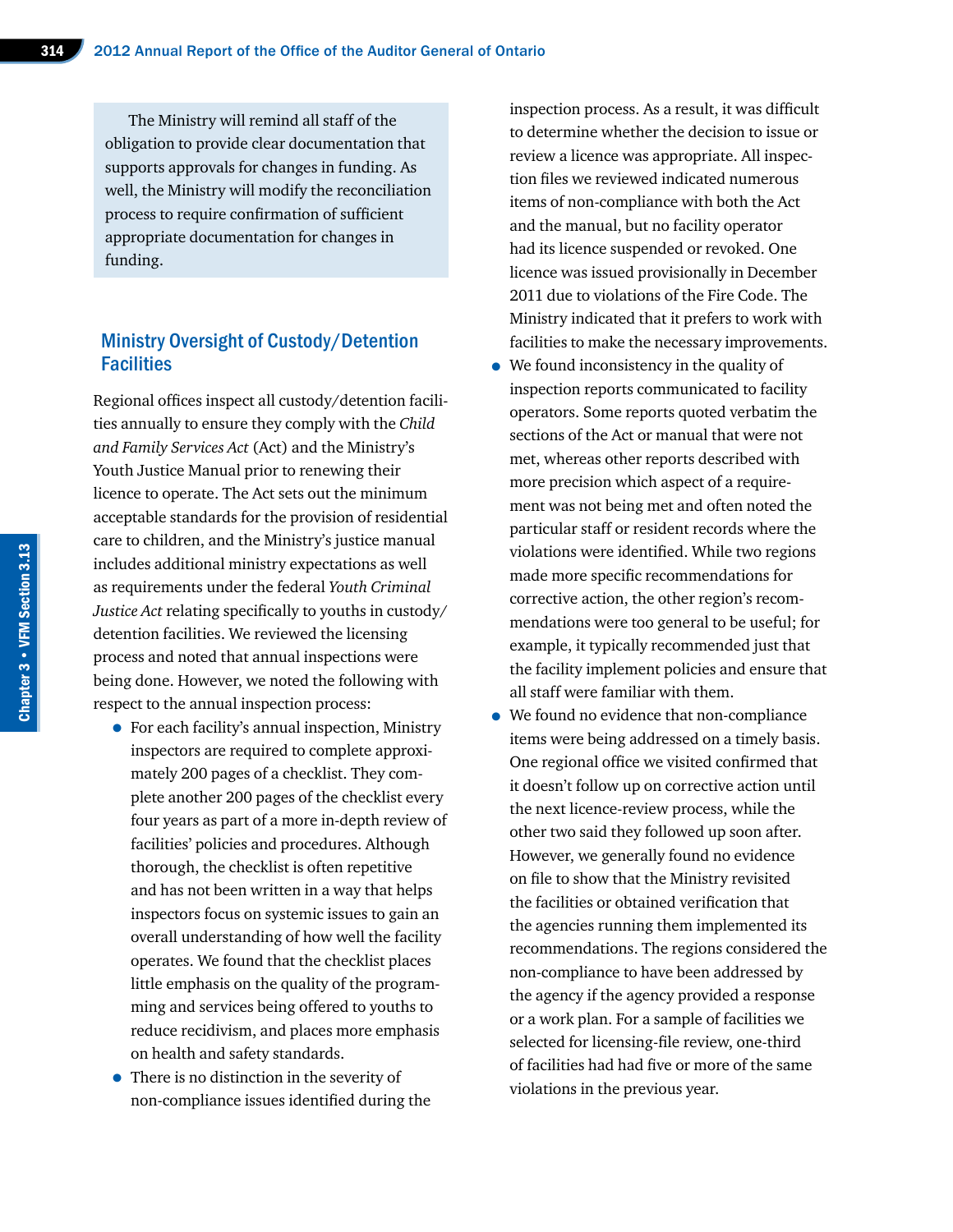The Ministry will remind all staff of the obligation to provide clear documentation that supports approvals for changes in funding. As well, the Ministry will modify the reconciliation process to require confirmation of sufficient appropriate documentation for changes in funding.

## Ministry Oversight of Custody/Detention Facilities

Regional offices inspect all custody/detention facilities annually to ensure they comply with the *Child and Family Services Act* (Act) and the Ministry's Youth Justice Manual prior to renewing their licence to operate. The Act sets out the minimum acceptable standards for the provision of residential care to children, and the Ministry's justice manual includes additional ministry expectations as well as requirements under the federal *Youth Criminal Justice Act* relating specifically to youths in custody/detention facilities. We reviewed the licensing process and noted that annual inspections were being done. However, we noted the following with respect to the annual inspection process:

- For each facility's annual inspection, Ministry inspectors are required to complete approximately 200 pages of a checklist. They complete another 200 pages of the checklist every four years as part of a more in-depth review of facilities' policies and procedures. Although thorough, the checklist is often repetitive and has not been written in a way that helps inspectors focus on systemic issues to gain an overall understanding of how well the facility operates. We found that the checklist places little emphasis on the quality of the programming and services being offered to youths to reduce recidivism, and places more emphasis on health and safety standards.
- There is no distinction in the severity of non-compliance issues identified during the inspection process. As a result, it was difficult to determine whether the decision to issue or review a licence was appropriate. All inspection files we reviewed indicated numerous items of non-compliance with both the Act and the manual, but no facility operator had its licence suspended or revoked. One licence was issued provisionally in December 2011 due to violations of the Fire Code. The Ministry indicated that it prefers to work with facilities to make the necessary improvements.
- We found inconsistency in the quality of inspection reports communicated to facility operators. Some reports quoted verbatim the sections of the Act or manual that were not met, whereas other reports described with more precision which aspect of a requirement was not being met and often noted the particular staff or resident records where the violations were identified. While two regions made more specific recommendations for corrective action, the other region's recommendations were too general to be useful; for example, it typically recommended just that the facility implement policies and ensure that all staff were familiar with them.
- We found no evidence that non-compliance items were being addressed on a timely basis. One regional office we visited confirmed that it doesn't follow up on corrective action until the next licence-review process, while the other two said they followed up soon after. However, we generally found no evidence on file to show that the Ministry revisited the facilities or obtained verification that the agencies running them implemented its recommendations. The regions considered the non-compliance to have been addressed by the agency if the agency provided a response or a work plan. For a sample of facilities we selected for licensing-file review, one-third of facilities had had five or more of the same violations in the previous year.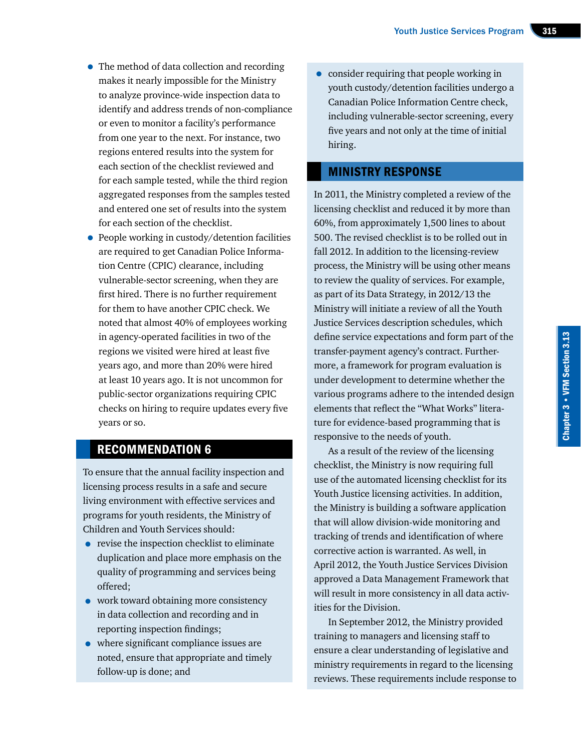- The method of data collection and recording makes it nearly impossible for the Ministry to analyze province-wide inspection data to identify and address trends of non-compliance or even to monitor a facility's performance from one year to the next. For instance, two regions entered results into the system for each section of the checklist reviewed and for each sample tested, while the third region aggregated responses from the samples tested and entered one set of results into the system for each section of the checklist.
- People working in custody/detention facilities are required to get Canadian Police Information Centre (CPIC) clearance, including vulnerable-sector screening, when they are first hired. There is no further requirement for them to have another CPIC check. We noted that almost 40% of employees working in agency-operated facilities in two of the regions we visited were hired at least five years ago, and more than 20% were hired at least 10 years ago. It is not uncommon for public-sector organizations requiring CPIC checks on hiring to require updates every five years or so.

## RECOMMENDATION 6

To ensure that the annual facility inspection and licensing process results in a safe and secure living environment with effective services and programs for youth residents, the Ministry of Children and Youth Services should:

- revise the inspection checklist to eliminate duplication and place more emphasis on the quality of programming and services being offered;
- work toward obtaining more consistency in data collection and recording and in reporting inspection findings;
- where significant compliance issues are noted, ensure that appropriate and timely follow-up is done; and
- consider requiring that people working in youth custody/detention facilities undergo a Canadian Police Information Centre check, including vulnerable-sector screening, every five years and not only at the time of initial hiring.

## MINISTRY RESPONSE

In 2011, the Ministry completed a review of the licensing checklist and reduced it by more than 60%, from approximately 1,500 lines to about 500. The revised checklist is to be rolled out in fall 2012. In addition to the licensing-review process, the Ministry will be using other means to review the quality of services. For example, as part of its Data Strategy, in 2012/13 the Ministry will initiate a review of all the Youth Justice Services description schedules, which define service expectations and form part of the transfer-payment agency's contract. Furthermore, a framework for program evaluation is under development to determine whether the various programs adhere to the intended design elements that reflect the "What Works" literature for evidence-based programming that is responsive to the needs of youth.

As a result of the review of the licensing checklist, the Ministry is now requiring full use of the automated licensing checklist for its Youth Justice licensing activities. In addition, the Ministry is building a software application that will allow division-wide monitoring and tracking of trends and identification of where corrective action is warranted. As well, in April 2012, the Youth Justice Services Division approved a Data Management Framework that will result in more consistency in all data activities for the Division.

In September 2012, the Ministry provided training to managers and licensing staff to ensure a clear understanding of legislative and ministry requirements in regard to the licensing reviews. These requirements include response to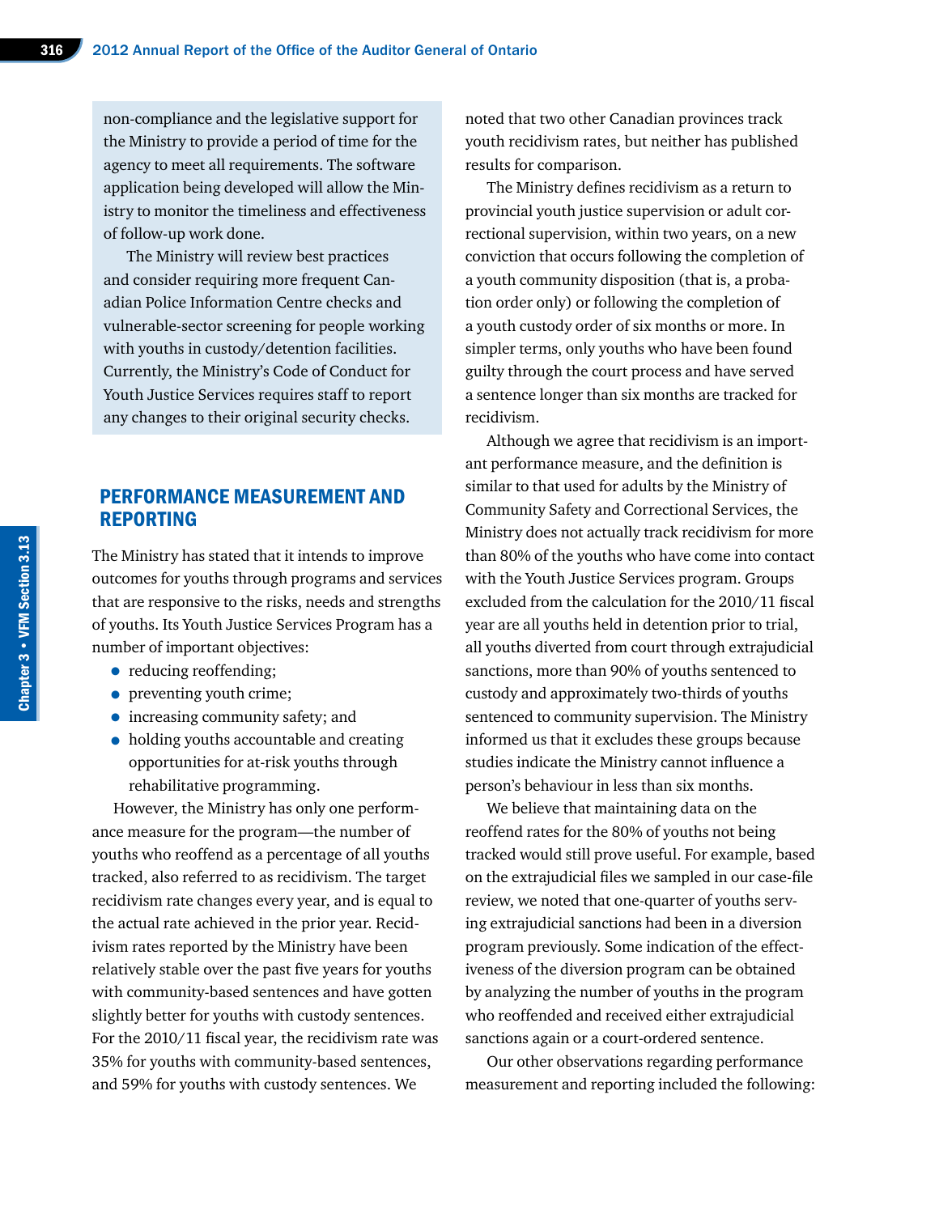non-compliance and the legislative support for the Ministry to provide a period of time for the agency to meet all requirements. The software application being developed will allow the Ministry to monitor the timeliness and effectiveness of follow-up work done.

The Ministry will review best practices and consider requiring more frequent Canadian Police Information Centre checks and vulnerable-sector screening for people working with youths in custody/detention facilities. Currently, the Ministry's Code of Conduct for Youth Justice Services requires staff to report any changes to their original security checks.

## PERFORMANCE MEASUREMENT AND REPORTING

The Ministry has stated that it intends to improve outcomes for youths through programs and services that are responsive to the risks, needs and strengths of youths. Its Youth Justice Services Program has a number of important objectives:

- reducing reoffending;
- preventing youth crime;
- increasing community safety; and
- holding youths accountable and creating opportunities for at-risk youths through rehabilitative programming.

However, the Ministry has only one performance measure for the program—the number of youths who reoffend as a percentage of all youths tracked, also referred to as recidivism. The target recidivism rate changes every year, and is equal to the actual rate achieved in the prior year. Recidivism rates reported by the Ministry have been relatively stable over the past five years for youths with community-based sentences and have gotten slightly better for youths with custody sentences. For the 2010/11 fiscal year, the recidivism rate was 35% for youths with community-based sentences, and 59% for youths with custody sentences. We noted that two other Canadian provinces track youth recidivism rates, but neither has published results for comparison.

The Ministry defines recidivism as a return to provincial youth justice supervision or adult correctional supervision, within two years, on a new conviction that occurs following the completion of a youth community disposition (that is, a probation order only) or following the completion of a youth custody order of six months or more. In simpler terms, only youths who have been found guilty through the court process and have served a sentence longer than six months are tracked for recidivism.

Although we agree that recidivism is an important performance measure, and the definition is similar to that used for adults by the Ministry of Community Safety and Correctional Services, the Ministry does not actually track recidivism for more than 80% of the youths who have come into contact with the Youth Justice Services program. Groups excluded from the calculation for the 2010/11 fiscal year are all youths held in detention prior to trial, all youths diverted from court through extrajudicial sanctions, more than 90% of youths sentenced to custody and approximately two-thirds of youths sentenced to community supervision. The Ministry informed us that it excludes these groups because studies indicate the Ministry cannot influence a person's behaviour in less than six months.

We believe that maintaining data on the reoffend rates for the 80% of youths not being tracked would still prove useful. For example, based on the extrajudicial files we sampled in our case-file review, we noted that one-quarter of youths serving extrajudicial sanctions had been in a diversion program previously. Some indication of the effectiveness of the diversion program can be obtained by analyzing the number of youths in the program who reoffended and received either extrajudicial sanctions again or a court-ordered sentence.

Our other observations regarding performance measurement and reporting included the following: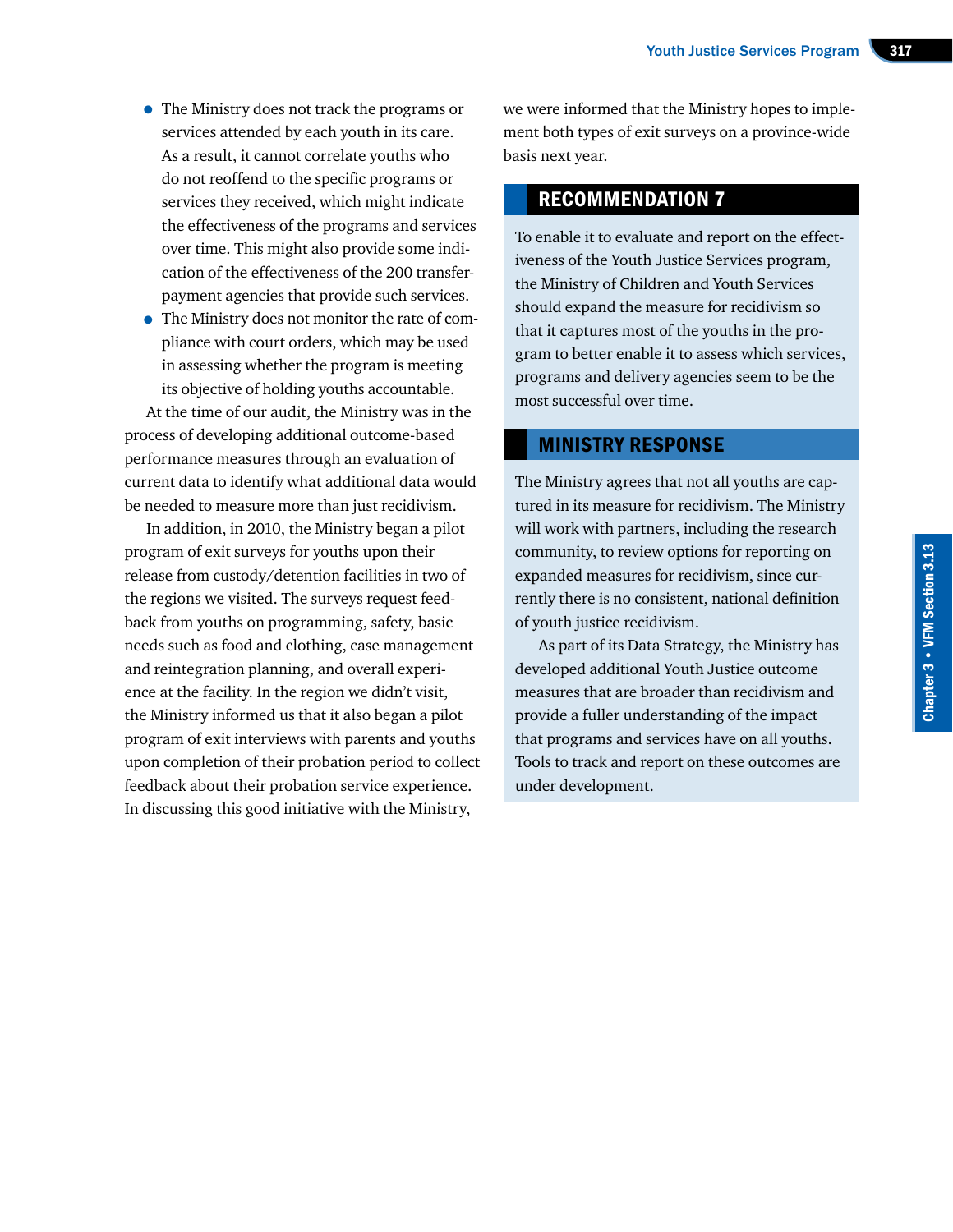- The Ministry does not track the programs or services attended by each youth in its care. As a result, it cannot correlate youths who do not reoffend to the specific programs or services they received, which might indicate the effectiveness of the programs and services over time. This might also provide some indication of the effectiveness of the 200 transfer-payment agencies that provide such services.
- The Ministry does not monitor the rate of compliance with court orders, which may be used in assessing whether the program is meeting its objective of holding youths accountable.

At the time of our audit, the Ministry was in the process of developing additional outcome-based performance measures through an evaluation of current data to identify what additional data would be needed to measure more than just recidivism.

In addition, in 2010, the Ministry began a pilot program of exit surveys for youths upon their release from custody/detention facilities in two of the regions we visited. The surveys request feedback from youths on programming, safety, basic needs such as food and clothing, case management and reintegration planning, and overall experience at the facility. In the region we didn't visit, the Ministry informed us that it also began a pilot program of exit interviews with parents and youths upon completion of their probation period to collect feedback about their probation service experience. In discussing this good initiative with the Ministry, we were informed that the Ministry hopes to implement both types of exit surveys on a province-wide basis next year.

## RECOMMENDATION 7

To enable it to evaluate and report on the effectiveness of the Youth Justice Services program, the Ministry of Children and Youth Services should expand the measure for recidivism so that it captures most of the youths in the program to better enable it to assess which services, programs and delivery agencies seem to be the most successful over time.

## MINISTRY RESPONSE

The Ministry agrees that not all youths are captured in its measure for recidivism. The Ministry will work with partners, including the research community, to review options for reporting on expanded measures for recidivism, since currently there is no consistent, national definition of youth justice recidivism.

As part of its Data Strategy, the Ministry has developed additional Youth Justice outcome measures that are broader than recidivism and provide a fuller understanding of the impact that programs and services have on all youths. Tools to track and report on these outcomes are under development.